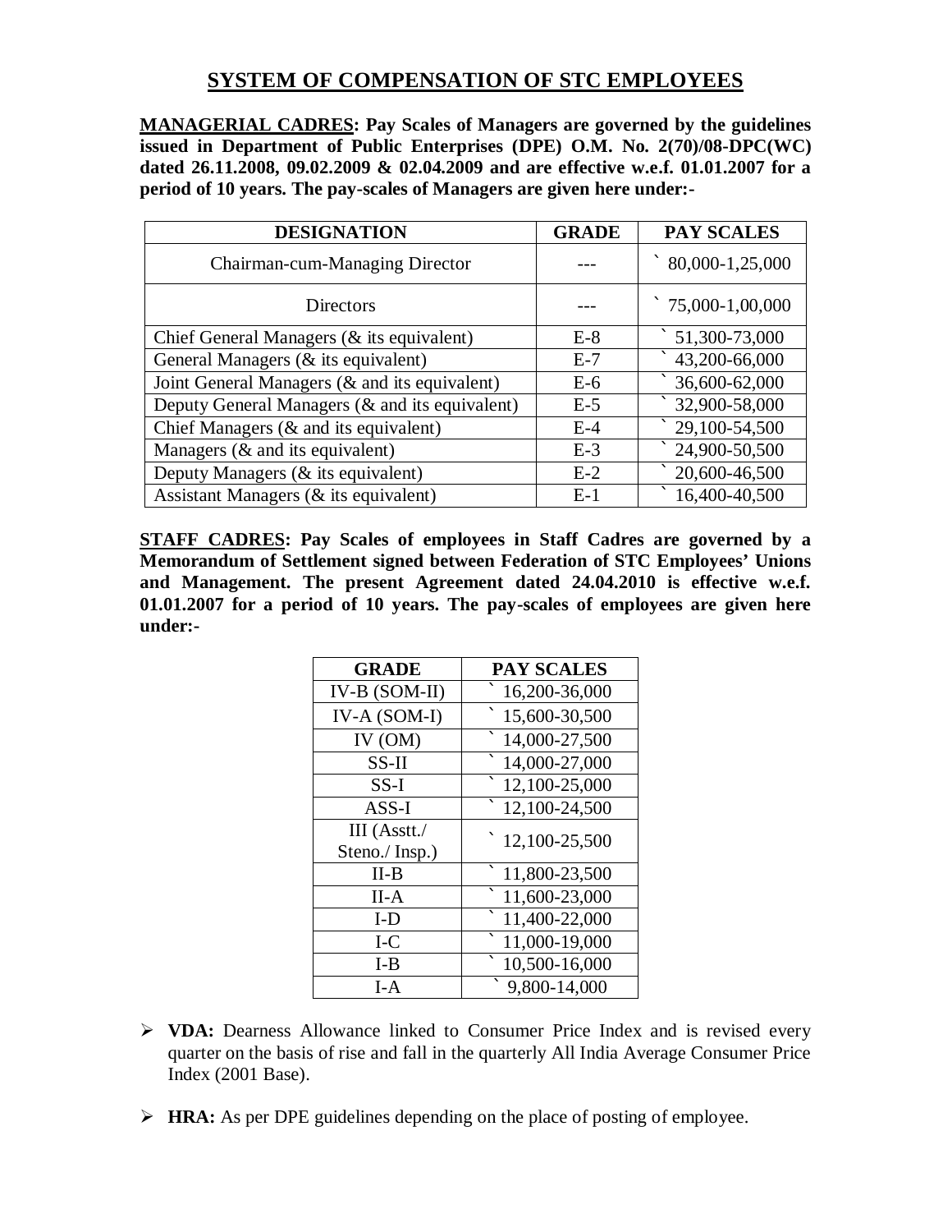# SYSTEM OF COMPENSATION OF STC EMPLOYEES

**MANAGERIAL CADRES: Pay Scales of Managers are governed by the guidelines issued in Department of Public Enterprises (DPE) O.M. No. 2(70)/08-DPC(WC) dated 26.11.2008, 09.02.2009 & 02.04.2009 and are effective w.e.f. 01.01.2007 for a period of 10 years. The pay-scales of Managers are given here under:-**

| DESIGNATION | GRADE | PAY SCALES |
|---|---|---|
| Chairman-cum-Managing Director | --- | ` 80,000-1,25,000 |
| Directors | --- | ` 75,000-1,00,000 |
| Chief General Managers (& its equivalent) | E-8 | ` 51,300-73,000 |
| General Managers (& its equivalent) | E-7 | ` 43,200-66,000 |
| Joint General Managers (& and its equivalent) | E-6 | ` 36,600-62,000 |
| Deputy General Managers (& and its equivalent) | E-5 | ` 32,900-58,000 |
| Chief Managers (& and its equivalent) | E-4 | ` 29,100-54,500 |
| Managers (& and its equivalent) | E-3 | ` 24,900-50,500 |
| Deputy Managers (& its equivalent) | E-2 | ` 20,600-46,500 |
| Assistant Managers (& its equivalent) | E-1 | ` 16,400-40,500 |

**STAFF CADRES: Pay Scales of employees in Staff Cadres are governed by a Memorandum of Settlement signed between Federation of STC Employees' Unions and Management. The present Agreement dated 24.04.2010 is effective w.e.f. 01.01.2007 for a period of 10 years. The pay-scales of employees are given here under:-**

| GRADE | PAY SCALES |
|---|---|
| IV-B (SOM-II) | ` 16,200-36,000 |
| IV-A (SOM-I) | ` 15,600-30,500 |
| IV (OM) | ` 14,000-27,500 |
| SS-II | ` 14,000-27,000 |
| SS-I | ` 12,100-25,000 |
| ASS-I | ` 12,100-24,500 |
| III (Asstt./ Steno./ Insp.) | ` 12,100-25,500 |
| II-B | ` 11,800-23,500 |
| II-A | ` 11,600-23,000 |
| I-D | ` 11,400-22,000 |
| I-C | ` 11,000-19,000 |
| I-B | ` 10,500-16,000 |
| I-A | ` 9,800-14,000 |

- **VDA:** Dearness Allowance linked to Consumer Price Index and is revised every quarter on the basis of rise and fall in the quarterly All India Average Consumer Price Index (2001 Base).

- **HRA:** As per DPE guidelines depending on the place of posting of employee.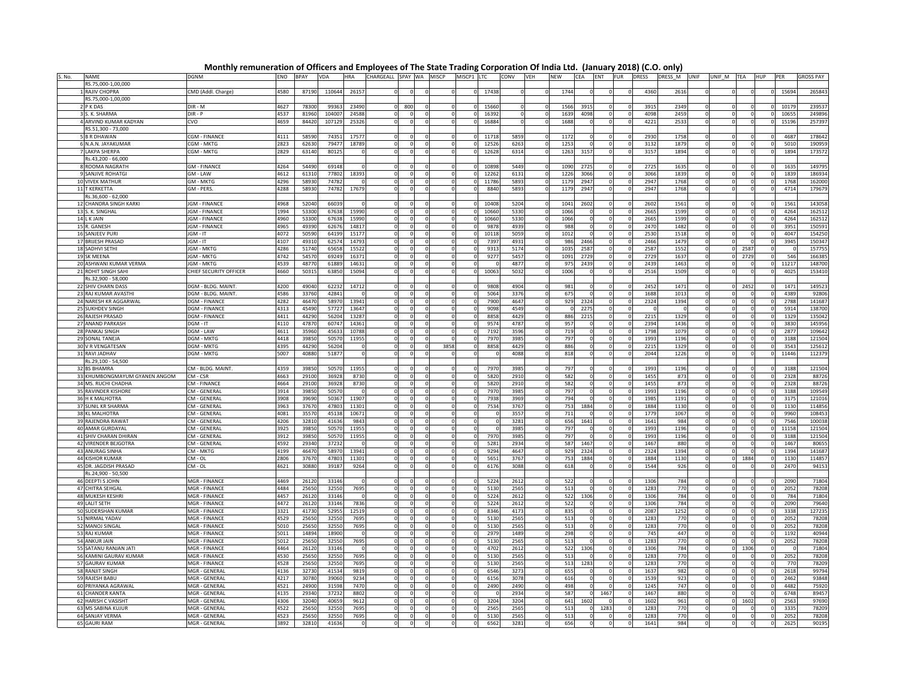# Monthly remuneration of Officers and Employees of The State Trading Corporation Of India Ltd. (January 2018) (C.O. only)

| S. No. | NAME | DGNM | ENO | BPAY | VDA | HRA | CHARGEALL | SPAY | WA | MISCP | MISCP1 | LTC | CONV | VEH | NEW | CEA | ENT | FUR | DRESS | DRESS_M | UNIF | UNIF_M | TEA | HUP | PER | GROSS PAY |
|---|---|---|---|---|---|---|---|---|---|---|---|---|---|---|---|---|---|---|---|---|---|---|---|---|---|---|
| | RS.75,000-1,00,000 | | | | | | | | | | | | | | | | | | | | | | | | | |
| 1 | RAJIV CHOPRA | CMD (Addl. Charge) | 4580 | 87190 | 110644 | 26157 | 0 | 0 | 0 | 0 | 0 | 17438 | 0 | 0 | 1744 | 0 | 0 | 0 | 4360 | 2616 | 0 | 0 | 0 | 0 | 15694 | 265843 |
| | RS.75,000-1,00,000 | | | | | | | | | | | | | | | | | | | | | | | | | |
| 2 | P K DAS | DIR - M | 4627 | 78300 | 99363 | 23490 | 0 | 800 | 0 | 0 | 0 | 15660 | 0 | 0 | 1566 | 3915 | 0 | 0 | 3915 | 2349 | 0 | 0 | 0 | 0 | 10179 | 239537 |
| 3 | S. K. SHARMA | DIR - P | 4537 | 81960 | 104007 | 24588 | 0 | 0 | 0 | 0 | 0 | 16392 | 0 | 0 | 1639 | 4098 | 0 | 0 | 4098 | 2459 | 0 | 0 | 0 | 0 | 10655 | 249896 |
| 4 | ARVIND KUMAR KADYAN | CVO | 4659 | 84420 | 107129 | 25326 | 0 | 0 | 0 | 0 | 0 | 16884 | 0 | 0 | 1688 | 0 | 0 | 0 | 4221 | 2533 | 0 | 0 | 0 | 0 | 15196 | 257397 |
| | RS.51,300 - 73,000 | | | | | | | | | | | | | | | | | | | | | | | | | |
| 5 | B R DHAWAN | CGM - FINANCE | 4111 | 58590 | 74351 | 17577 | 0 | 0 | 0 | 0 | 0 | 11718 | 5859 | 0 | 1172 | 0 | 0 | 0 | 2930 | 1758 | 0 | 0 | 0 | 0 | 4687 | 178642 |
| 6 | N.A.N. JAYAKUMAR | CGM - MKTG | 2823 | 62630 | 79477 | 18789 | 0 | 0 | 0 | 0 | 0 | 12526 | 6263 | 0 | 1253 | 0 | 0 | 0 | 3132 | 1879 | 0 | 0 | 0 | 0 | 5010 | 190959 |
| 7 | LAKPA SHERPA | CGM - MKTG | 2829 | 63140 | 80125 | 0 | 0 | 0 | 0 | 0 | 0 | 12628 | 6314 | 0 | 1263 | 3157 | 0 | 0 | 3157 | 1894 | 0 | 0 | 0 | 0 | 1894 | 173572 |
| | Rs.43,200 - 66,000 | | | | | | | | | | | | | | | | | | | | | | | | | |
| 8 | ROOMA NAGRATH | GM - FINANCE | 4264 | 54490 | 69148 | 0 | 0 | 0 | 0 | 0 | 0 | 10898 | 5449 | 0 | 1090 | 2725 | 0 | 0 | 2725 | 1635 | 0 | 0 | 0 | 0 | 1635 | 149795 |
| 9 | SANJIVE ROHATGI | GM - LAW | 4612 | 61310 | 77802 | 18393 | 0 | 0 | 0 | 0 | 0 | 12262 | 6131 | 0 | 1226 | 3066 | 0 | 0 | 3066 | 1839 | 0 | 0 | 0 | 0 | 1839 | 186934 |
| 10 | VIVEK MATHUR | GM - MKTG | 4296 | 58930 | 74782 | 0 | 0 | 0 | 0 | 0 | 0 | 11786 | 5893 | 0 | 1179 | 2947 | 0 | 0 | 2947 | 1768 | 0 | 0 | 0 | 0 | 1768 | 162000 |
| 11 | T KERKETTA | GM - PERS. | 4288 | 58930 | 74782 | 17679 | 0 | 0 | 0 | 0 | 0 | 8840 | 5893 | 0 | 1179 | 2947 | 0 | 0 | 2947 | 1768 | 0 | 0 | 0 | 0 | 4714 | 179679 |
| | Rs.36,600 - 62,000 | | | | | | | | | | | | | | | | | | | | | | | | | |
| 12 | CHANDRA SINGH KARKI | JGM - FINANCE | 4968 | 52040 | 66039 | 0 | 0 | 0 | 0 | 0 | 0 | 10408 | 5204 | 0 | 1041 | 2602 | 0 | 0 | 2602 | 1561 | 0 | 0 | 0 | 0 | 1561 | 143058 |
| 13 | S. K. SINGHAL | JGM - FINANCE | 1994 | 53300 | 67638 | 15990 | 0 | 0 | 0 | 0 | 0 | 10660 | 5330 | 0 | 1066 | 0 | 0 | 0 | 2665 | 1599 | 0 | 0 | 0 | 0 | 4264 | 162512 |
| 14 | L K JAIN | JGM - FINANCE | 4960 | 53300 | 67638 | 15990 | 0 | 0 | 0 | 0 | 0 | 10660 | 5330 | 0 | 1066 | 0 | 0 | 0 | 2665 | 1599 | 0 | 0 | 0 | 0 | 4264 | 162512 |
| 15 | R. GANESH | JGM - FINANCE | 4965 | 49390 | 62676 | 14817 | 0 | 0 | 0 | 0 | 0 | 9878 | 4939 | 0 | 988 | 0 | 0 | 0 | 2470 | 1482 | 0 | 0 | 0 | 0 | 3951 | 150591 |
| 16 | SANJEEV PURI | JGM - IT | 4072 | 50590 | 64199 | 15177 | 0 | 0 | 0 | 0 | 0 | 10118 | 5059 | 0 | 1012 | 0 | 0 | 0 | 2530 | 1518 | 0 | 0 | 0 | 0 | 4047 | 154250 |
| 17 | BRIJESH PRASAD | JGM - IT | 4107 | 49310 | 62574 | 14793 | 0 | 0 | 0 | 0 | 0 | 7397 | 4931 | 0 | 986 | 2466 | 0 | 0 | 2466 | 1479 | 0 | 0 | 0 | 0 | 3945 | 150347 |
| 18 | SADHVI SETHI | JGM - MKTG | 4286 | 51740 | 65658 | 15522 | 0 | 0 | 0 | 0 | 0 | 9313 | 5174 | 0 | 1035 | 2587 | 0 | 0 | 2587 | 1552 | 0 | 0 | 2587 | 0 | 0 | 157755 |
| 19 | SK MEENA | JGM - MKTG | 4742 | 54570 | 69249 | 16371 | 0 | 0 | 0 | 0 | 0 | 9277 | 5457 | 0 | 1091 | 2729 | 0 | 0 | 2729 | 1637 | 0 | 0 | 2729 | 0 | 546 | 166385 |
| 20 | ASHWANI KUMAR VERMA | JGM - MKTG | 4539 | 48770 | 61889 | 14631 | 0 | 0 | 0 | 0 | 0 | 0 | 4877 | 0 | 975 | 2439 | 0 | 0 | 2439 | 1463 | 0 | 0 | 0 | 0 | 11217 | 148700 |
| 21 | ROHIT SINGH SAHI | CHIEF SECURITY OFFICER | 4660 | 50315 | 63850 | 15094 | 0 | 0 | 0 | 0 | 0 | 10063 | 5032 | 0 | 1006 | 0 | 0 | 0 | 2516 | 1509 | 0 | 0 | 0 | 0 | 4025 | 153410 |
| | Rs.32,900 - 58,000 | | | | | | | | | | | | | | | | | | | | | | | | | |
| 22 | SHIV CHARN DASS | DGM - BLDG. MAINT. | 4200 | 49040 | 62232 | 14712 | 0 | 0 | 0 | 0 | 0 | 9808 | 4904 | 0 | 981 | 0 | 0 | 0 | 2452 | 1471 | 0 | 0 | 2452 | 0 | 1471 | 149523 |
| 23 | RAJ KUMAR AVASTHI | DGM - BLDG. MAINT. | 4586 | 33760 | 42841 | 0 | 0 | 0 | 0 | 0 | 0 | 5064 | 3376 | 0 | 675 | 0 | 0 | 0 | 1688 | 1013 | 0 | 0 | 0 | 0 | 4389 | 92806 |
| 24 | NARESH KR AGGARWAL | DGM - FINANCE | 4282 | 46470 | 58970 | 13941 | 0 | 0 | 0 | 0 | 0 | 7900 | 4647 | 0 | 929 | 2324 | 0 | 0 | 2324 | 1394 | 0 | 0 | 0 | 0 | 2788 | 141687 |
| 25 | SUKHDEV SINGH | DGM - FINANCE | 4313 | 45490 | 57727 | 13647 | 0 | 0 | 0 | 0 | 0 | 9098 | 4549 | 0 | 0 | 2275 | 0 | 0 | 0 | 0 | 0 | 0 | 0 | 0 | 5914 | 138700 |
| 26 | RAJESH PRASAD | DGM - FINANCE | 4411 | 44290 | 56204 | 13287 | 0 | 0 | 0 | 0 | 0 | 8858 | 4429 | 0 | 886 | 2215 | 0 | 0 | 2215 | 1329 | 0 | 0 | 0 | 0 | 1329 | 135042 |
| 27 | ANAND PARKASH | DGM - IT | 4110 | 47870 | 60747 | 14361 | 0 | 0 | 0 | 0 | 0 | 9574 | 4787 | 0 | 957 | 0 | 0 | 0 | 2394 | 1436 | 0 | 0 | 0 | 0 | 3830 | 145956 |
| 28 | PANKAJ SINGH | DGM - LAW | 4611 | 35960 | 45633 | 10788 | 0 | 0 | 0 | 0 | 0 | 7192 | 3596 | 0 | 719 | 0 | 0 | 0 | 1798 | 1079 | 0 | 0 | 0 | 0 | 2877 | 109642 |
| 29 | SONAL TANEJA | DGM - MKTG | 4418 | 39850 | 50570 | 11955 | 0 | 0 | 0 | 0 | 0 | 7970 | 3985 | 0 | 797 | 0 | 0 | 0 | 1993 | 1196 | 0 | 0 | 0 | 0 | 3188 | 121504 |
| 30 | V R VENGATESAN | DGM - MKTG | 4395 | 44290 | 56204 | 0 | 0 | 0 | 0 | 3858 | 0 | 8858 | 4429 | 0 | 886 | 0 | 0 | 0 | 2215 | 1329 | 0 | 0 | 0 | 0 | 3543 | 125612 |
| 31 | RAVI JADHAV | DGM - MKTG | 5007 | 40880 | 51877 | 0 | 0 | 0 | 0 | 0 | 0 | 0 | 4088 | 0 | 818 | 0 | 0 | 0 | 2044 | 1226 | 0 | 0 | 0 | 0 | 11446 | 112379 |
| | Rs.29,100 - 54,500 | | | | | | | | | | | | | | | | | | | | | | | | | |
| 32 | BS BHAMRA | CM - BLDG. MAINT. | 4359 | 39850 | 50570 | 11955 | 0 | 0 | 0 | 0 | 0 | 7970 | 3985 | 0 | 797 | 0 | 0 | 0 | 1993 | 1196 | 0 | 0 | 0 | 0 | 3188 | 121504 |
| 33 | KHUMBONGMAYUM GYANEN ANGOM | CM - CSR | 4663 | 29100 | 36928 | 8730 | 0 | 0 | 0 | 0 | 0 | 5820 | 2910 | 0 | 582 | 0 | 0 | 0 | 1455 | 873 | 0 | 0 | 0 | 0 | 2328 | 88726 |
| 34 | MS. RUCHI CHADHA | CM - FINANCE | 4664 | 29100 | 36928 | 8730 | 0 | 0 | 0 | 0 | 0 | 5820 | 2910 | 0 | 582 | 0 | 0 | 0 | 1455 | 873 | 0 | 0 | 0 | 0 | 2328 | 88726 |
| 35 | RAVINDER KISHORE | CM - GENERAL | 3914 | 39850 | 50570 | 0 | 0 | 0 | 0 | 0 | 0 | 7970 | 3985 | 0 | 797 | 0 | 0 | 0 | 1993 | 1196 | 0 | 0 | 0 | 0 | 3188 | 109549 |
| 36 | H K MALHOTRA | CM - GENERAL | 3908 | 39690 | 50367 | 11907 | 0 | 0 | 0 | 0 | 0 | 7938 | 3969 | 0 | 794 | 0 | 0 | 0 | 1985 | 1191 | 0 | 0 | 0 | 0 | 3175 | 121016 |
| 37 | SUNIL KR SHARMA | CM - GENERAL | 3963 | 37670 | 47803 | 11301 | 0 | 0 | 0 | 0 | 0 | 7534 | 3767 | 0 | 753 | 1884 | 0 | 0 | 1884 | 1130 | 0 | 0 | 0 | 0 | 1130 | 114856 |
| 38 | KL MALHOTRA | CM - GENERAL | 4081 | 35570 | 45138 | 10671 | 0 | 0 | 0 | 0 | 0 | 0 | 3557 | 0 | 711 | 0 | 0 | 0 | 1779 | 1067 | 0 | 0 | 0 | 0 | 9960 | 108453 |
| 39 | RAJENDRA RAWAT | CM - GENERAL | 4206 | 32810 | 41636 | 9843 | 0 | 0 | 0 | 0 | 0 | 0 | 3281 | 0 | 656 | 1641 | 0 | 0 | 1641 | 984 | 0 | 0 | 0 | 0 | 7546 | 100038 |
| 40 | AMAR GURDAYAL | CM - GENERAL | 3925 | 39850 | 50570 | 11955 | 0 | 0 | 0 | 0 | 0 | 0 | 3985 | 0 | 797 | 0 | 0 | 0 | 1993 | 1196 | 0 | 0 | 0 | 0 | 11158 | 121504 |
| 41 | SHIV CHARAN DHIRAN | CM - GENERAL | 3912 | 39850 | 50570 | 11955 | 0 | 0 | 0 | 0 | 0 | 7970 | 3985 | 0 | 797 | 0 | 0 | 0 | 1993 | 1196 | 0 | 0 | 0 | 0 | 3188 | 121504 |
| 42 | VIRENDER BEJGOTRA | CM - GENERAL | 4592 | 29340 | 37232 | 0 | 0 | 0 | 0 | 0 | 0 | 5281 | 2934 | 0 | 587 | 1467 | 0 | 0 | 1467 | 880 | 0 | 0 | 0 | 0 | 1467 | 80655 |
| 43 | ANURAG SINHA | CM - MKTG | 4199 | 46470 | 58970 | 13941 | 0 | 0 | 0 | 0 | 0 | 9294 | 4647 | 0 | 929 | 2324 | 0 | 0 | 2324 | 1394 | 0 | 0 | 0 | 0 | 1394 | 141687 |
| 44 | KISHOR KUMAR | CM - OL | 2806 | 37670 | 47803 | 11301 | 0 | 0 | 0 | 0 | 0 | 5651 | 3767 | 0 | 753 | 1884 | 0 | 0 | 1884 | 1130 | 0 | 0 | 1884 | 0 | 1130 | 114857 |
| 45 | DR. JAGDISH PRASAD | CM - OL | 4621 | 30880 | 39187 | 9264 | 0 | 0 | 0 | 0 | 0 | 6176 | 3088 | 0 | 618 | 0 | 0 | 0 | 1544 | 926 | 0 | 0 | 0 | 0 | 2470 | 94153 |
| | Rs.24,900 - 50,500 | | | | | | | | | | | | | | | | | | | | | | | | | |
| 46 | DEEPTI S JOHN | MGR - FINANCE | 4469 | 26120 | 33146 | 0 | 0 | 0 | 0 | 0 | 0 | 5224 | 2612 | 0 | 522 | 0 | 0 | 0 | 1306 | 784 | 0 | 0 | 0 | 0 | 2090 | 71804 |
| 47 | CHITRA SEHGAL | MGR - FINANCE | 4484 | 25650 | 32550 | 7695 | 0 | 0 | 0 | 0 | 0 | 5130 | 2565 | 0 | 513 | 0 | 0 | 0 | 1283 | 770 | 0 | 0 | 0 | 0 | 2052 | 78208 |
| 48 | MUKESH KESHRI | MGR - FINANCE | 4457 | 26120 | 33146 | 0 | 0 | 0 | 0 | 0 | 0 | 5224 | 2612 | 0 | 522 | 1306 | 0 | 0 | 1306 | 784 | 0 | 0 | 0 | 0 | 784 | 71804 |
| 49 | LALIT SETH | MGR - FINANCE | 4472 | 26120 | 33146 | 7836 | 0 | 0 | 0 | 0 | 0 | 5224 | 2612 | 0 | 522 | 0 | 0 | 0 | 1306 | 784 | 0 | 0 | 0 | 0 | 2090 | 79640 |
| 50 | SUDERSHAN KUMAR | MGR - FINANCE | 3321 | 41730 | 52955 | 12519 | 0 | 0 | 0 | 0 | 0 | 8346 | 4173 | 0 | 835 | 0 | 0 | 0 | 2087 | 1252 | 0 | 0 | 0 | 0 | 3338 | 127235 |
| 51 | NIRMAL YADAV | MGR - FINANCE | 4529 | 25650 | 32550 | 7695 | 0 | 0 | 0 | 0 | 0 | 5130 | 2565 | 0 | 513 | 0 | 0 | 0 | 1283 | 770 | 0 | 0 | 0 | 0 | 2052 | 78208 |
| 52 | MANOJ SINGAL | MGR - FINANCE | 5010 | 25650 | 32550 | 7695 | 0 | 0 | 0 | 0 | 0 | 5130 | 2565 | 0 | 513 | 0 | 0 | 0 | 1283 | 770 | 0 | 0 | 0 | 0 | 2052 | 78208 |
| 53 | RAJ KUMAR | MGR - FINANCE | 5011 | 14894 | 18900 | 0 | 0 | 0 | 0 | 0 | 0 | 2979 | 1489 | 0 | 298 | 0 | 0 | 0 | 745 | 447 | 0 | 0 | 0 | 0 | 1192 | 40944 |
| 54 | ANKUR JAIN | MGR - FINANCE | 5012 | 25650 | 32550 | 7695 | 0 | 0 | 0 | 0 | 0 | 5130 | 2565 | 0 | 513 | 0 | 0 | 0 | 1283 | 770 | 0 | 0 | 0 | 0 | 2052 | 78208 |
| 55 | SATANU RANJAN JATI | MGR - FINANCE | 4464 | 26120 | 33146 | 0 | 0 | 0 | 0 | 0 | 0 | 4702 | 2612 | 0 | 522 | 1306 | 0 | 0 | 1306 | 784 | 0 | 0 | 1306 | 0 | 0 | 71804 |
| 56 | KAMINI GAURAV KUMAR | MGR - FINANCE | 4530 | 25650 | 32550 | 7695 | 0 | 0 | 0 | 0 | 0 | 5130 | 2565 | 0 | 513 | 0 | 0 | 0 | 1283 | 770 | 0 | 0 | 0 | 0 | 2052 | 78208 |
| 57 | GAURAV KUMAR | MGR - FINANCE | 4528 | 25650 | 32550 | 7695 | 0 | 0 | 0 | 0 | 0 | 5130 | 2565 | 0 | 513 | 1283 | 0 | 0 | 1283 | 770 | 0 | 0 | 0 | 0 | 770 | 78209 |
| 58 | RANJIT SINGH | MGR - GENERAL | 4136 | 32730 | 41534 | 9819 | 0 | 0 | 0 | 0 | 0 | 6546 | 3273 | 0 | 655 | 0 | 0 | 0 | 1637 | 982 | 0 | 0 | 0 | 0 | 2618 | 99794 |
| 59 | RAJESH BABU | MGR - GENERAL | 4217 | 30780 | 39060 | 9234 | 0 | 0 | 0 | 0 | 0 | 6156 | 3078 | 0 | 616 | 0 | 0 | 0 | 1539 | 923 | 0 | 0 | 0 | 0 | 2462 | 93848 |
| 60 | PRIYANKA AGRAWAL | MGR - GENERAL | 4521 | 24900 | 31598 | 7470 | 0 | 0 | 0 | 0 | 0 | 2490 | 2490 | 0 | 498 | 0 | 0 | 0 | 1245 | 747 | 0 | 0 | 0 | 0 | 4482 | 75920 |
| 61 | CHANDER KANTA | MGR - GENERAL | 4135 | 29340 | 37232 | 8802 | 0 | 0 | 0 | 0 | 0 | 0 | 2934 | 0 | 587 | 0 | 1467 | 0 | 1467 | 880 | 0 | 0 | 0 | 0 | 6748 | 89457 |
| 62 | HARISH C VASISHT | MGR - GENERAL | 4306 | 32040 | 40659 | 9612 | 0 | 0 | 0 | 0 | 0 | 3204 | 3204 | 0 | 641 | 1602 | 0 | 0 | 1602 | 961 | 0 | 0 | 1602 | 0 | 2563 | 97690 |
| 63 | MS SABINA KUJUR | MGR - GENERAL | 4522 | 25650 | 32550 | 7695 | 0 | 0 | 0 | 0 | 0 | 2565 | 2565 | 0 | 513 | 0 | 1283 | 0 | 1283 | 770 | 0 | 0 | 0 | 0 | 3335 | 78209 |
| 64 | SANJAY VERMA | MGR - GENERAL | 4523 | 25650 | 32550 | 7695 | 0 | 0 | 0 | 0 | 0 | 5130 | 2565 | 0 | 513 | 0 | 0 | 0 | 1283 | 770 | 0 | 0 | 0 | 0 | 2052 | 78208 |
| 65 | GAURI RAM | MGR - GENERAL | 3892 | 32810 | 41636 | 0 | 0 | 0 | 0 | 0 | 0 | 6562 | 3281 | 0 | 656 | 0 | 0 | 0 | 1641 | 984 | 0 | 0 | 0 | 0 | 2625 | 90195 |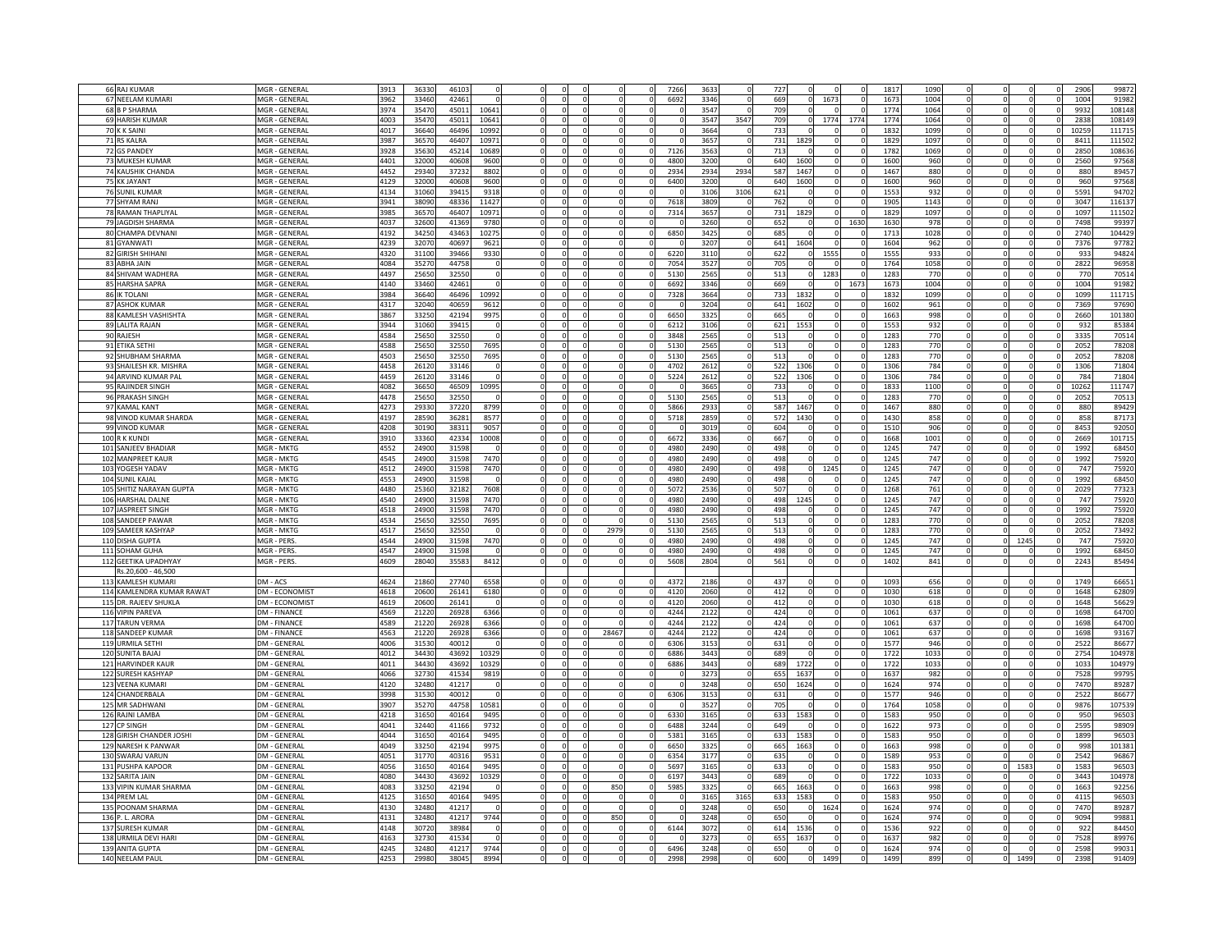| | | | | | | | | | | | | | | | | | | | | | | | | | | |
|---|---|---|---|---|---|---|---|---|---|---|---|---|---|---|---|---|---|---|---|---|---|---|---|---|---|---|
| 66 | RAJ KUMAR | MGR - GENERAL | 3913 | 36330 | 46103 | 0 | 0 | 0 | 0 | 0 | 0 | 7266 | 3633 | 0 | 727 | 0 | 0 | 0 | 1817 | 1090 | 0 | 0 | 0 | 0 | 2906 | 99872 |
| 67 | NEELAM KUMARI | MGR - GENERAL | 3962 | 33460 | 42461 | 0 | 0 | 0 | 0 | 0 | 0 | 6692 | 3346 | 0 | 669 | 0 | 1673 | 0 | 1673 | 1004 | 0 | 0 | 0 | 0 | 1004 | 91982 |
| 68 | B P SHARMA | MGR - GENERAL | 3974 | 35470 | 45011 | 10641 | 0 | 0 | 0 | 0 | 0 | 0 | 3547 | 0 | 709 | 0 | 0 | 0 | 1774 | 1064 | 0 | 0 | 0 | 0 | 9932 | 108148 |
| 69 | HARISH KUMAR | MGR - GENERAL | 4003 | 35470 | 45011 | 10641 | 0 | 0 | 0 | 0 | 0 | 0 | 3547 | 3547 | 709 | 0 | 1774 | 1774 | 1774 | 1064 | 0 | 0 | 0 | 0 | 2838 | 108149 |
| 70 | K K SAINI | MGR - GENERAL | 4017 | 36640 | 46496 | 10992 | 0 | 0 | 0 | 0 | 0 | 0 | 3664 | 0 | 733 | 0 | 0 | 0 | 1832 | 1099 | 0 | 0 | 0 | 0 | 10259 | 111715 |
| 71 | RS KALRA | MGR - GENERAL | 3987 | 36570 | 46407 | 10971 | 0 | 0 | 0 | 0 | 0 | 0 | 3657 | 0 | 731 | 1829 | 0 | 0 | 1829 | 1097 | 0 | 0 | 0 | 0 | 8411 | 111502 |
| 72 | GS PANDEY | MGR - GENERAL | 3928 | 35630 | 45214 | 10689 | 0 | 0 | 0 | 0 | 0 | 7126 | 3563 | 0 | 713 | 0 | 0 | 0 | 1782 | 1069 | 0 | 0 | 0 | 0 | 2850 | 108636 |
| 73 | MUKESH KUMAR | MGR - GENERAL | 4401 | 32000 | 40608 | 9600 | 0 | 0 | 0 | 0 | 0 | 4800 | 3200 | 0 | 640 | 1600 | 0 | 0 | 1600 | 960 | 0 | 0 | 0 | 0 | 2560 | 97568 |
| 74 | KAUSHIK CHANDA | MGR - GENERAL | 4452 | 29340 | 37232 | 8802 | 0 | 0 | 0 | 0 | 0 | 2934 | 2934 | 2934 | 587 | 1467 | 0 | 0 | 1467 | 880 | 0 | 0 | 0 | 0 | 880 | 89457 |
| 75 | KK JAYANT | MGR - GENERAL | 4129 | 32000 | 40608 | 9600 | 0 | 0 | 0 | 0 | 0 | 6400 | 3200 | 0 | 640 | 1600 | 0 | 0 | 1600 | 960 | 0 | 0 | 0 | 0 | 960 | 97568 |
| 76 | SUNIL KUMAR | MGR - GENERAL | 4134 | 31060 | 39415 | 9318 | 0 | 0 | 0 | 0 | 0 | 0 | 3106 | 3106 | 621 | 0 | 0 | 0 | 1553 | 932 | 0 | 0 | 0 | 0 | 5591 | 94702 |
| 77 | SHYAM RANJ | MGR - GENERAL | 3941 | 38090 | 48336 | 11427 | 0 | 0 | 0 | 0 | 0 | 7618 | 3809 | 0 | 762 | 0 | 0 | 0 | 1905 | 1143 | 0 | 0 | 0 | 0 | 3047 | 116137 |
| 78 | RAMAN THAPLIYAL | MGR - GENERAL | 3985 | 36570 | 46407 | 10971 | 0 | 0 | 0 | 0 | 0 | 7314 | 3657 | 0 | 731 | 1829 | 0 | 0 | 1829 | 1097 | 0 | 0 | 0 | 0 | 1097 | 111502 |
| 79 | JAGDISH SHARMA | MGR - GENERAL | 4037 | 32600 | 41369 | 9780 | 0 | 0 | 0 | 0 | 0 | 0 | 3260 | 0 | 652 | 0 | 0 | 1630 | 1630 | 978 | 0 | 0 | 0 | 0 | 7498 | 99397 |
| 80 | CHAMPA DEVNANI | MGR - GENERAL | 4192 | 34250 | 43463 | 10275 | 0 | 0 | 0 | 0 | 0 | 6850 | 3425 | 0 | 685 | 0 | 0 | 0 | 1713 | 1028 | 0 | 0 | 0 | 0 | 2740 | 104429 |
| 81 | GYANWATI | MGR - GENERAL | 4239 | 32070 | 40697 | 9621 | 0 | 0 | 0 | 0 | 0 | 0 | 3207 | 0 | 641 | 1604 | 0 | 0 | 1604 | 962 | 0 | 0 | 0 | 0 | 7376 | 97782 |
| 82 | GIRISH SHIHANI | MGR - GENERAL | 4320 | 31100 | 39466 | 9330 | 0 | 0 | 0 | 0 | 0 | 6220 | 3110 | 0 | 622 | 0 | 1555 | 0 | 1555 | 933 | 0 | 0 | 0 | 0 | 933 | 94824 |
| 83 | ABHA JAIN | MGR - GENERAL | 4084 | 35270 | 44758 | 0 | 0 | 0 | 0 | 0 | 0 | 7054 | 3527 | 0 | 705 | 0 | 0 | 0 | 1764 | 1058 | 0 | 0 | 0 | 0 | 2822 | 96958 |
| 84 | SHIVAM WADHERA | MGR - GENERAL | 4497 | 25650 | 32550 | 0 | 0 | 0 | 0 | 0 | 0 | 5130 | 2565 | 0 | 513 | 0 | 1283 | 0 | 1283 | 770 | 0 | 0 | 0 | 0 | 770 | 70514 |
| 85 | HARSHA SAPRA | MGR - GENERAL | 4140 | 33460 | 42461 | 0 | 0 | 0 | 0 | 0 | 0 | 6692 | 3346 | 0 | 669 | 0 | 0 | 1673 | 1673 | 1004 | 0 | 0 | 0 | 0 | 1004 | 91982 |
| 86 | IK TOLANI | MGR - GENERAL | 3984 | 36640 | 46496 | 10992 | 0 | 0 | 0 | 0 | 0 | 7328 | 3664 | 0 | 733 | 1832 | 0 | 0 | 1832 | 1099 | 0 | 0 | 0 | 0 | 1099 | 111715 |
| 87 | ASHOK KUMAR | MGR - GENERAL | 4317 | 32040 | 40659 | 9612 | 0 | 0 | 0 | 0 | 0 | 0 | 3204 | 0 | 641 | 1602 | 0 | 0 | 1602 | 961 | 0 | 0 | 0 | 0 | 7369 | 97690 |
| 88 | KAMLESH VASHISHTA | MGR - GENERAL | 3867 | 33250 | 42194 | 9975 | 0 | 0 | 0 | 0 | 0 | 6650 | 3325 | 0 | 665 | 0 | 0 | 0 | 1663 | 998 | 0 | 0 | 0 | 0 | 2660 | 101380 |
| 89 | LALITA RAJAN | MGR - GENERAL | 3944 | 31060 | 39415 | 0 | 0 | 0 | 0 | 0 | 0 | 6212 | 3106 | 0 | 621 | 1553 | 0 | 0 | 1553 | 932 | 0 | 0 | 0 | 0 | 932 | 85384 |
| 90 | RAJESH | MGR - GENERAL | 4584 | 25650 | 32550 | 0 | 0 | 0 | 0 | 0 | 0 | 3848 | 2565 | 0 | 513 | 0 | 0 | 0 | 1283 | 770 | 0 | 0 | 0 | 0 | 3335 | 70514 |
| 91 | ETIKA SETHI | MGR - GENERAL | 4588 | 25650 | 32550 | 7695 | 0 | 0 | 0 | 0 | 0 | 5130 | 2565 | 0 | 513 | 0 | 0 | 0 | 1283 | 770 | 0 | 0 | 0 | 0 | 2052 | 78208 |
| 92 | SHUBHAM SHARMA | MGR - GENERAL | 4503 | 25650 | 32550 | 7695 | 0 | 0 | 0 | 0 | 0 | 5130 | 2565 | 0 | 513 | 0 | 0 | 0 | 1283 | 770 | 0 | 0 | 0 | 0 | 2052 | 78208 |
| 93 | SHAILESH KR. MISHRA | MGR - GENERAL | 4458 | 26120 | 33146 | 0 | 0 | 0 | 0 | 0 | 0 | 4702 | 2612 | 0 | 522 | 1306 | 0 | 0 | 1306 | 784 | 0 | 0 | 0 | 0 | 1306 | 71804 |
| 94 | ARVIND KUMAR PAL | MGR - GENERAL | 4459 | 26120 | 33146 | 0 | 0 | 0 | 0 | 0 | 0 | 5224 | 2612 | 0 | 522 | 1306 | 0 | 0 | 1306 | 784 | 0 | 0 | 0 | 0 | 784 | 71804 |
| 95 | RAJINDER SINGH | MGR - GENERAL | 4082 | 36650 | 46509 | 10995 | 0 | 0 | 0 | 0 | 0 | 0 | 3665 | 0 | 733 | 0 | 0 | 0 | 1833 | 1100 | 0 | 0 | 0 | 0 | 10262 | 111747 |
| 96 | PRAKASH SINGH | MGR - GENERAL | 4478 | 25650 | 32550 | 0 | 0 | 0 | 0 | 0 | 0 | 5130 | 2565 | 0 | 513 | 0 | 0 | 0 | 1283 | 770 | 0 | 0 | 0 | 0 | 2052 | 70513 |
| 97 | KAMAL KANT | MGR - GENERAL | 4273 | 29330 | 37220 | 8799 | 0 | 0 | 0 | 0 | 0 | 5866 | 2933 | 0 | 587 | 1467 | 0 | 0 | 1467 | 880 | 0 | 0 | 0 | 0 | 880 | 89429 |
| 98 | VINOD KUMAR SHARDA | MGR - GENERAL | 4197 | 28590 | 36281 | 8577 | 0 | 0 | 0 | 0 | 0 | 5718 | 2859 | 0 | 572 | 1430 | 0 | 0 | 1430 | 858 | 0 | 0 | 0 | 0 | 858 | 87173 |
| 99 | VINOD KUMAR | MGR - GENERAL | 4208 | 30190 | 38311 | 9057 | 0 | 0 | 0 | 0 | 0 | 0 | 3019 | 0 | 604 | 0 | 0 | 0 | 1510 | 906 | 0 | 0 | 0 | 0 | 8453 | 92050 |
| 100 | R K KUNDI | MGR - GENERAL | 3910 | 33360 | 42334 | 10008 | 0 | 0 | 0 | 0 | 0 | 6672 | 3336 | 0 | 667 | 0 | 0 | 0 | 1668 | 1001 | 0 | 0 | 0 | 0 | 2669 | 101715 |
| 101 | SANJEEV BHADIAR | MGR - MKTG | 4552 | 24900 | 31598 | 0 | 0 | 0 | 0 | 0 | 0 | 4980 | 2490 | 0 | 498 | 0 | 0 | 0 | 1245 | 747 | 0 | 0 | 0 | 0 | 1992 | 68450 |
| 102 | MANPREET KAUR | MGR - MKTG | 4545 | 24900 | 31598 | 7470 | 0 | 0 | 0 | 0 | 0 | 4980 | 2490 | 0 | 498 | 0 | 0 | 0 | 1245 | 747 | 0 | 0 | 0 | 0 | 1992 | 75920 |
| 103 | YOGESH YADAV | MGR - MKTG | 4512 | 24900 | 31598 | 7470 | 0 | 0 | 0 | 0 | 0 | 4980 | 2490 | 0 | 498 | 0 | 1245 | 0 | 1245 | 747 | 0 | 0 | 0 | 0 | 747 | 75920 |
| 104 | SUNIL KAJAL | MGR - MKTG | 4553 | 24900 | 31598 | 0 | 0 | 0 | 0 | 0 | 0 | 4980 | 2490 | 0 | 498 | 0 | 0 | 0 | 1245 | 747 | 0 | 0 | 0 | 0 | 1992 | 68450 |
| 105 | SHITIZ NARAYAN GUPTA | MGR - MKTG | 4480 | 25360 | 32182 | 7608 | 0 | 0 | 0 | 0 | 0 | 5072 | 2536 | 0 | 507 | 0 | 0 | 0 | 1268 | 761 | 0 | 0 | 0 | 0 | 2029 | 77323 |
| 106 | HARSHAL DALNE | MGR - MKTG | 4540 | 24900 | 31598 | 7470 | 0 | 0 | 0 | 0 | 0 | 4980 | 2490 | 0 | 498 | 1245 | 0 | 0 | 1245 | 747 | 0 | 0 | 0 | 0 | 747 | 75920 |
| 107 | JASPREET SINGH | MGR - MKTG | 4518 | 24900 | 31598 | 7470 | 0 | 0 | 0 | 0 | 0 | 4980 | 2490 | 0 | 498 | 0 | 0 | 0 | 1245 | 747 | 0 | 0 | 0 | 0 | 1992 | 75920 |
| 108 | SANDEEP PAWAR | MGR - MKTG | 4534 | 25650 | 32550 | 7695 | 0 | 0 | 0 | 0 | 0 | 5130 | 2565 | 0 | 513 | 0 | 0 | 0 | 1283 | 770 | 0 | 0 | 0 | 0 | 2052 | 78208 |
| 109 | SAMEER KASHYAP | MGR - MKTG | 4517 | 25650 | 32550 | 0 | 0 | 0 | 0 | 2979 | 0 | 5130 | 2565 | 0 | 513 | 0 | 0 | 0 | 1283 | 770 | 0 | 0 | 0 | 0 | 2052 | 73492 |
| 110 | DISHA GUPTA | MGR - PERS. | 4544 | 24900 | 31598 | 7470 | 0 | 0 | 0 | 0 | 0 | 4980 | 2490 | 0 | 498 | 0 | 0 | 0 | 1245 | 747 | 0 | 0 | 1245 | 0 | 747 | 75920 |
| 111 | SOHAM GUHA | MGR - PERS. | 4547 | 24900 | 31598 | 0 | 0 | 0 | 0 | 0 | 0 | 4980 | 2490 | 0 | 498 | 0 | 0 | 0 | 1245 | 747 | 0 | 0 | 0 | 0 | 1992 | 68450 |
| 112 | GEETIKA UPADHYAY | MGR - PERS. | 4609 | 28040 | 35583 | 8412 | 0 | 0 | 0 | 0 | 0 | 5608 | 2804 | 0 | 561 | 0 | 0 | 0 | 1402 | 841 | 0 | 0 | 0 | 0 | 2243 | 85494 |
| | Rs.20,600 - 46,500 | | | | | | | | | | | | | | | | | | | | | | | | | |
| 113 | KAMLESH KUMARI | DM - ACS | 4624 | 21860 | 27740 | 6558 | 0 | 0 | 0 | 0 | 0 | 4372 | 2186 | 0 | 437 | 0 | 0 | 0 | 1093 | 656 | 0 | 0 | 0 | 0 | 1749 | 66651 |
| 114 | KAMLENDRA KUMAR RAWAT | DM - ECONOMIST | 4618 | 20600 | 26141 | 6180 | 0 | 0 | 0 | 0 | 0 | 4120 | 2060 | 0 | 412 | 0 | 0 | 0 | 1030 | 618 | 0 | 0 | 0 | 0 | 1648 | 62809 |
| 115 | DR. RAJEEV SHUKLA | DM - ECONOMIST | 4619 | 20600 | 26141 | 0 | 0 | 0 | 0 | 0 | 0 | 4120 | 2060 | 0 | 412 | 0 | 0 | 0 | 1030 | 618 | 0 | 0 | 0 | 0 | 1648 | 56629 |
| 116 | VIPIN PAREVA | DM - FINANCE | 4569 | 21220 | 26928 | 6366 | 0 | 0 | 0 | 0 | 0 | 4244 | 2122 | 0 | 424 | 0 | 0 | 0 | 1061 | 637 | 0 | 0 | 0 | 0 | 1698 | 64700 |
| 117 | TARUN VERMA | DM - FINANCE | 4589 | 21220 | 26928 | 6366 | 0 | 0 | 0 | 0 | 0 | 4244 | 2122 | 0 | 424 | 0 | 0 | 0 | 1061 | 637 | 0 | 0 | 0 | 0 | 1698 | 64700 |
| 118 | SANDEEP KUMAR | DM - FINANCE | 4563 | 21220 | 26928 | 6366 | 0 | 0 | 0 | 28467 | 0 | 4244 | 2122 | 0 | 424 | 0 | 0 | 0 | 1061 | 637 | 0 | 0 | 0 | 0 | 1698 | 93167 |
| 119 | URMILA SETHI | DM - GENERAL | 4006 | 31530 | 40012 | 0 | 0 | 0 | 0 | 0 | 0 | 6306 | 3153 | 0 | 631 | 0 | 0 | 0 | 1577 | 946 | 0 | 0 | 0 | 0 | 2522 | 86677 |
| 120 | SUNITA BAJAJ | DM - GENERAL | 4012 | 34430 | 43692 | 10329 | 0 | 0 | 0 | 0 | 0 | 6886 | 3443 | 0 | 689 | 0 | 0 | 0 | 1722 | 1033 | 0 | 0 | 0 | 0 | 2754 | 104978 |
| 121 | HARVINDER KAUR | DM - GENERAL | 4011 | 34430 | 43692 | 10329 | 0 | 0 | 0 | 0 | 0 | 6886 | 3443 | 0 | 689 | 1722 | 0 | 0 | 1722 | 1033 | 0 | 0 | 0 | 0 | 1033 | 104979 |
| 122 | SURESH KASHYAP | DM - GENERAL | 4066 | 32730 | 41534 | 9819 | 0 | 0 | 0 | 0 | 0 | 0 | 3273 | 0 | 655 | 1637 | 0 | 0 | 1637 | 982 | 0 | 0 | 0 | 0 | 7528 | 99795 |
| 123 | VEENA KUMARI | DM - GENERAL | 4120 | 32480 | 41217 | 0 | 0 | 0 | 0 | 0 | 0 | 0 | 3248 | 0 | 650 | 1624 | 0 | 0 | 1624 | 974 | 0 | 0 | 0 | 0 | 7470 | 89287 |
| 124 | CHANDERBALA | DM - GENERAL | 3998 | 31530 | 40012 | 0 | 0 | 0 | 0 | 0 | 0 | 6306 | 3153 | 0 | 631 | 0 | 0 | 0 | 1577 | 946 | 0 | 0 | 0 | 0 | 2522 | 86677 |
| 125 | MR SADHWANI | DM - GENERAL | 3907 | 35270 | 44758 | 10581 | 0 | 0 | 0 | 0 | 0 | 0 | 3527 | 0 | 705 | 0 | 0 | 0 | 1764 | 1058 | 0 | 0 | 0 | 0 | 9876 | 107539 |
| 126 | RAJNI LAMBA | DM - GENERAL | 4218 | 31650 | 40164 | 9495 | 0 | 0 | 0 | 0 | 0 | 6330 | 3165 | 0 | 633 | 1583 | 0 | 0 | 1583 | 950 | 0 | 0 | 0 | 0 | 950 | 96503 |
| 127 | CP SINGH | DM - GENERAL | 4041 | 32440 | 41166 | 9732 | 0 | 0 | 0 | 0 | 0 | 6488 | 3244 | 0 | 649 | 0 | 0 | 0 | 1622 | 973 | 0 | 0 | 0 | 0 | 2595 | 98909 |
| 128 | GIRISH CHANDER JOSHI | DM - GENERAL | 4044 | 31650 | 40164 | 9495 | 0 | 0 | 0 | 0 | 0 | 5381 | 3165 | 0 | 633 | 1583 | 0 | 0 | 1583 | 950 | 0 | 0 | 0 | 0 | 1899 | 96503 |
| 129 | NARESH K PANWAR | DM - GENERAL | 4049 | 33250 | 42194 | 9975 | 0 | 0 | 0 | 0 | 0 | 6650 | 3325 | 0 | 665 | 1663 | 0 | 0 | 1663 | 998 | 0 | 0 | 0 | 0 | 998 | 101381 |
| 130 | SWARAJ VARUN | DM - GENERAL | 4051 | 31770 | 40316 | 9531 | 0 | 0 | 0 | 0 | 0 | 6354 | 3177 | 0 | 635 | 0 | 0 | 0 | 1589 | 953 | 0 | 0 | 0 | 0 | 2542 | 96867 |
| 131 | PUSHPA KAPOOR | DM - GENERAL | 4056 | 31650 | 40164 | 9495 | 0 | 0 | 0 | 0 | 0 | 5697 | 3165 | 0 | 633 | 0 | 0 | 0 | 1583 | 950 | 0 | 0 | 1583 | 0 | 1583 | 96503 |
| 132 | SARITA JAIN | DM - GENERAL | 4080 | 34430 | 43692 | 10329 | 0 | 0 | 0 | 0 | 0 | 6197 | 3443 | 0 | 689 | 0 | 0 | 0 | 1722 | 1033 | 0 | 0 | 0 | 0 | 3443 | 104978 |
| 133 | VIPIN KUMAR SHARMA | DM - GENERAL | 4083 | 33250 | 42194 | 0 | 0 | 0 | 0 | 850 | 0 | 5985 | 3325 | 0 | 665 | 1663 | 0 | 0 | 1663 | 998 | 0 | 0 | 0 | 0 | 1663 | 92256 |
| 134 | PREM LAL | DM - GENERAL | 4125 | 31650 | 40164 | 9495 | 0 | 0 | 0 | 0 | 0 | 0 | 3165 | 3165 | 633 | 1583 | 0 | 0 | 1583 | 950 | 0 | 0 | 0 | 0 | 4115 | 96503 |
| 135 | POONAM SHARMA | DM - GENERAL | 4130 | 32480 | 41217 | 0 | 0 | 0 | 0 | 0 | 0 | 0 | 3248 | 0 | 650 | 0 | 1624 | 0 | 1624 | 974 | 0 | 0 | 0 | 0 | 7470 | 89287 |
| 136 | P. L. ARORA | DM - GENERAL | 4131 | 32480 | 41217 | 9744 | 0 | 0 | 0 | 850 | 0 | 0 | 3248 | 0 | 650 | 0 | 0 | 0 | 1624 | 974 | 0 | 0 | 0 | 0 | 9094 | 99881 |
| 137 | SURESH KUMAR | DM - GENERAL | 4148 | 30720 | 38984 | 0 | 0 | 0 | 0 | 0 | 0 | 6144 | 3072 | 0 | 614 | 1536 | 0 | 0 | 1536 | 922 | 0 | 0 | 0 | 0 | 922 | 84450 |
| 138 | URMILA DEVI HARI | DM - GENERAL | 4163 | 32730 | 41534 | 0 | 0 | 0 | 0 | 0 | 0 | 0 | 3273 | 0 | 655 | 1637 | 0 | 0 | 1637 | 982 | 0 | 0 | 0 | 0 | 7528 | 89976 |
| 139 | ANITA GUPTA | DM - GENERAL | 4245 | 32480 | 41217 | 9744 | 0 | 0 | 0 | 0 | 0 | 6496 | 3248 | 0 | 650 | 0 | 0 | 0 | 1624 | 974 | 0 | 0 | 0 | 0 | 2598 | 99031 |
| 140 | NEELAM PAUL | DM - GENERAL | 4253 | 29980 | 38045 | 8994 | 0 | 0 | 0 | 0 | 0 | 2998 | 2998 | 0 | 600 | 0 | 1499 | 0 | 1499 | 899 | 0 | 0 | 1499 | 0 | 2398 | 91409 |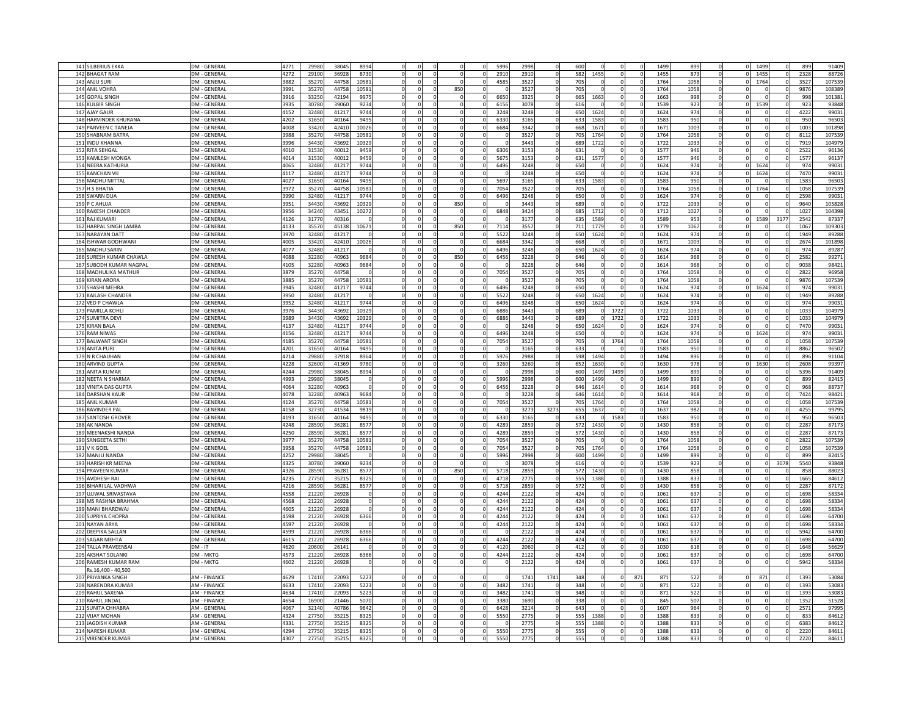| | | | | | | | | | | | | | | | | | | | | | | | | | | |
|---|---|---|---|---|---|---|---|---|---|---|---|---|---|---|---|---|---|---|---|---|---|---|---|---|---|---|
| 141 | SILBERIUS EKKA | DM - GENERAL | 4271 | 29980 | 38045 | 8994 | 0 | 0 | 0 | 0 | 0 | 5996 | 2998 | 0 | 600 | 0 | 0 | 0 | 1499 | 899 | 0 | 0 | 1499 | 0 | 899 | 91409 |
| 142 | BHAGAT RAM | DM - GENERAL | 4272 | 29100 | 36928 | 8730 | 0 | 0 | 0 | 0 | 0 | 2910 | 2910 | 0 | 582 | 1455 | 0 | 0 | 1455 | 873 | 0 | 0 | 1455 | 0 | 2328 | 88726 |
| 143 | ANJU SURI | DM - GENERAL | 3882 | 35270 | 44758 | 10581 | 0 | 0 | 0 | 0 | 0 | 4585 | 3527 | 0 | 705 | 0 | 0 | 0 | 1764 | 1058 | 0 | 0 | 1764 | 0 | 3527 | 107539 |
| 144 | ANIL VOHRA | DM - GENERAL | 3991 | 35270 | 44758 | 10581 | 0 | 0 | 0 | 850 | 0 | 0 | 3527 | 0 | 705 | 0 | 0 | 0 | 1764 | 1058 | 0 | 0 | 0 | 0 | 9876 | 108389 |
| 145 | GOPAL SINGH | DM - GENERAL | 3916 | 33250 | 42194 | 9975 | 0 | 0 | 0 | 0 | 0 | 6650 | 3325 | 0 | 665 | 1663 | 0 | 0 | 1663 | 998 | 0 | 0 | 0 | 0 | 998 | 101381 |
| 146 | KULBIR SINGH | DM - GENERAL | 3935 | 30780 | 39060 | 9234 | 0 | 0 | 0 | 0 | 0 | 6156 | 3078 | 0 | 616 | 0 | 0 | 0 | 1539 | 923 | 0 | 0 | 1539 | 0 | 923 | 93848 |
| 147 | AJAY GAUR | DM - GENERAL | 4152 | 32480 | 41217 | 9744 | 0 | 0 | 0 | 0 | 0 | 3248 | 3248 | 0 | 650 | 1624 | 0 | 0 | 1624 | 974 | 0 | 0 | 0 | 0 | 4222 | 99031 |
| 148 | HARVINDER KHURANA | DM - GENERAL | 4202 | 31650 | 40164 | 9495 | 0 | 0 | 0 | 0 | 0 | 6330 | 3165 | 0 | 633 | 1583 | 0 | 0 | 1583 | 950 | 0 | 0 | 0 | 0 | 950 | 96503 |
| 149 | PARVEEN C TANEJA | DM - GENERAL | 4008 | 33420 | 42410 | 10026 | 0 | 0 | 0 | 0 | 0 | 6684 | 3342 | 0 | 668 | 1671 | 0 | 0 | 1671 | 1003 | 0 | 0 | 0 | 0 | 1003 | 101898 |
| 150 | SHABNAM BATRA | DM - GENERAL | 3988 | 35270 | 44758 | 10581 | 0 | 0 | 0 | 0 | 0 | 0 | 3527 | 0 | 705 | 1764 | 0 | 0 | 1764 | 1058 | 0 | 0 | 0 | 0 | 8112 | 107539 |
| 151 | INDU KHANNA | DM - GENERAL | 3996 | 34430 | 43692 | 10329 | 0 | 0 | 0 | 0 | 0 | 0 | 3443 | 0 | 689 | 1722 | 0 | 0 | 1722 | 1033 | 0 | 0 | 0 | 0 | 7919 | 104979 |
| 152 | RITA SEHGAL | DM - GENERAL | 4010 | 31530 | 40012 | 9459 | 0 | 0 | 0 | 0 | 0 | 6306 | 3153 | 0 | 631 | 0 | 0 | 0 | 1577 | 946 | 0 | 0 | 0 | 0 | 2522 | 96136 |
| 153 | KAMLESH MONGA | DM - GENERAL | 4014 | 31530 | 40012 | 9459 | 0 | 0 | 0 | 0 | 0 | 5675 | 3153 | 0 | 631 | 1577 | 0 | 0 | 1577 | 946 | 0 | 0 | 0 | 0 | 1577 | 96137 |
| 154 | NEERA KATHURIA | DM - GENERAL | 4065 | 32480 | 41217 | 9744 | 0 | 0 | 0 | 0 | 0 | 6496 | 3248 | 0 | 650 | 0 | 0 | 0 | 1624 | 974 | 0 | 0 | 1624 | 0 | 974 | 99031 |
| 155 | KANCHAN VIJ | DM - GENERAL | 4117 | 32480 | 41217 | 9744 | 0 | 0 | 0 | 0 | 0 | 0 | 3248 | 0 | 650 | 0 | 0 | 0 | 1624 | 974 | 0 | 0 | 1624 | 0 | 7470 | 99031 |
| 156 | MADHU MITTAL | DM - GENERAL | 4027 | 31650 | 40164 | 9495 | 0 | 0 | 0 | 0 | 0 | 5697 | 3165 | 0 | 633 | 1583 | 0 | 0 | 1583 | 950 | 0 | 0 | 0 | 0 | 1583 | 96503 |
| 157 | H S BHATIA | DM - GENERAL | 3972 | 35270 | 44758 | 10581 | 0 | 0 | 0 | 0 | 0 | 7054 | 3527 | 0 | 705 | 0 | 0 | 0 | 1764 | 1058 | 0 | 0 | 1764 | 0 | 1058 | 107539 |
| 158 | SWARN DUA | DM - GENERAL | 3990 | 32480 | 41217 | 9744 | 0 | 0 | 0 | 0 | 0 | 6496 | 3248 | 0 | 650 | 0 | 0 | 0 | 1624 | 974 | 0 | 0 | 0 | 0 | 2598 | 99031 |
| 159 | P C AHUJA | DM - GENERAL | 3951 | 34430 | 43692 | 10329 | 0 | 0 | 0 | 850 | 0 | 0 | 3443 | 0 | 689 | 0 | 0 | 0 | 1722 | 1033 | 0 | 0 | 0 | 0 | 9640 | 105828 |
| 160 | RAKESH CHANDER | DM - GENERAL | 3956 | 34240 | 43451 | 10272 | 0 | 0 | 0 | 0 | 0 | 6848 | 3424 | 0 | 685 | 1712 | 0 | 0 | 1712 | 1027 | 0 | 0 | 0 | 0 | 1027 | 104398 |
| 161 | RAJ KUMARI | DM - GENERAL | 4126 | 31770 | 40316 | 0 | 0 | 0 | 0 | 0 | 0 | 0 | 3177 | 0 | 635 | 1589 | 0 | 0 | 1589 | 953 | 0 | 0 | 1589 | 3177 | 2542 | 87337 |
| 162 | HARPAL SINGH LAMBA | DM - GENERAL | 4133 | 35570 | 45138 | 10671 | 0 | 0 | 0 | 850 | 0 | 7114 | 3557 | 0 | 711 | 1779 | 0 | 0 | 1779 | 1067 | 0 | 0 | 0 | 0 | 1067 | 109303 |
| 163 | NARAYAN DATT | DM - GENERAL | 3970 | 32480 | 41217 | | 0 | 0 | 0 | 0 | 0 | 5522 | 3248 | 0 | 650 | 1624 | 0 | 0 | 1624 | 974 | 0 | 0 | 0 | 0 | 1949 | 89288 |
| 164 | ISHWAR GODHWANI | DM - GENERAL | 4005 | 33420 | 42410 | 10026 | 0 | 0 | 0 | 0 | 0 | 6684 | 3342 | 0 | 668 | 0 | 0 | 0 | 1671 | 1003 | 0 | 0 | 0 | 0 | 2674 | 101898 |
| 165 | MADHU SARIN | DM - GENERAL | 4077 | 32480 | 41217 | 0 | 0 | 0 | 0 | 0 | 0 | 6496 | 3248 | 0 | 650 | 1624 | 0 | 0 | 1624 | 974 | 0 | 0 | 0 | 0 | 974 | 89287 |
| 166 | SURESH KUMAR CHAWLA | DM - GENERAL | 4088 | 32280 | 40963 | 9684 | 0 | 0 | 0 | 850 | 0 | 6456 | 3228 | 0 | 646 | 0 | 0 | 0 | 1614 | 968 | 0 | 0 | 0 | 0 | 2582 | 99271 |
| 167 | SUBODH KUMAR NAGPAL | DM - GENERAL | 4105 | 32280 | 40963 | 9684 | 0 | 0 | 0 | 0 | 0 | 0 | 3228 | 0 | 646 | 0 | 0 | 0 | 1614 | 968 | 0 | 0 | 0 | 0 | 9038 | 98421 |
| 168 | MADHULIKA MATHUR | DM - GENERAL | 3879 | 35270 | 44758 | 0 | 0 | 0 | 0 | 0 | 0 | 7054 | 3527 | 0 | 705 | 0 | 0 | 0 | 1764 | 1058 | 0 | 0 | 0 | 0 | 2822 | 96958 |
| 169 | KIRAN ARORA | DM - GENERAL | 3885 | 35270 | 44758 | 10581 | 0 | 0 | 0 | 0 | 0 | 0 | 3527 | 0 | 705 | 0 | 0 | 0 | 1764 | 1058 | 0 | 0 | 0 | 0 | 9876 | 107539 |
| 170 | SHASHI MEHRA | DM - GENERAL | 3945 | 32480 | 41217 | 9744 | 0 | 0 | 0 | 0 | 0 | 6496 | 3248 | 0 | 650 | 0 | 0 | 0 | 1624 | 974 | 0 | 0 | 1624 | 0 | 974 | 99031 |
| 171 | KAILASH CHANDER | DM - GENERAL | 3950 | 32480 | 41217 | 0 | 0 | 0 | 0 | 0 | 0 | 5522 | 3248 | 0 | 650 | 1624 | 0 | 0 | 1624 | 974 | 0 | 0 | 0 | 0 | 1949 | 89288 |
| 172 | VED P CHAWLA | DM - GENERAL | 3952 | 32480 | 41217 | 9744 | 0 | 0 | 0 | 0 | 0 | 6496 | 3248 | 0 | 650 | 1624 | 0 | 0 | 1624 | 974 | 0 | 0 | 0 | 0 | 974 | 99031 |
| 173 | PAMILLA KOHLI | DM - GENERAL | 3976 | 34430 | 43692 | 10329 | 0 | 0 | 0 | 0 | 0 | 6886 | 3443 | 0 | 689 | 0 | 1722 | 0 | 1722 | 1033 | 0 | 0 | 0 | 0 | 1033 | 104979 |
| 174 | SUMITRA DEVI | DM - GENERAL | 3989 | 34430 | 43692 | 10329 | 0 | 0 | 0 | 0 | 0 | 6886 | 3443 | 0 | 689 | 0 | 1722 | 0 | 1722 | 1033 | 0 | 0 | 0 | 0 | 1033 | 104979 |
| 175 | KIRAN BALA | DM - GENERAL | 4137 | 32480 | 41217 | 9744 | 0 | 0 | 0 | 0 | 0 | 0 | 3248 | 0 | 650 | 1624 | 0 | 0 | 1624 | 974 | 0 | 0 | 0 | 0 | 7470 | 99031 |
| 176 | RAM NIWAS | DM - GENERAL | 4156 | 32480 | 41217 | 9744 | 0 | 0 | 0 | 0 | 0 | 6496 | 3248 | 0 | 650 | 0 | 0 | 0 | 1624 | 974 | 0 | 0 | 1624 | 0 | 974 | 99031 |
| 177 | BALWANT SINGH | DM - GENERAL | 4185 | 35270 | 44758 | 10581 | 0 | 0 | 0 | 0 | 0 | 7054 | 3527 | 0 | 705 | 0 | 1764 | 0 | 1764 | 1058 | 0 | 0 | 0 | 0 | 1058 | 107539 |
| 178 | ANITA PURI | DM - GENERAL | 4201 | 31650 | 40164 | 9495 | 0 | 0 | 0 | 0 | 0 | 0 | 3165 | 0 | 633 | 0 | 0 | 0 | 1583 | 950 | 0 | 0 | 0 | 0 | 8862 | 96502 |
| 179 | N R CHAUHAN | DM - GENERAL | 4214 | 29880 | 37918 | 8964 | 0 | 0 | 0 | 0 | 0 | 5976 | 2988 | 0 | 598 | 1494 | 0 | 0 | 1494 | 896 | 0 | 0 | 0 | 0 | 896 | 91104 |
| 180 | ARVIND GUPTA | DM - GENERAL | 4228 | 32600 | 41369 | 9780 | 0 | 0 | 0 | 0 | 0 | 3260 | 3260 | 0 | 652 | 1630 | 0 | 0 | 1630 | 978 | 0 | 0 | 1630 | 0 | 2608 | 99397 |
| 181 | ANITA KUMAR | DM - GENERAL | 4244 | 29980 | 38045 | 8994 | 0 | 0 | 0 | 0 | 0 | 0 | 2998 | 0 | 600 | 1499 | 1499 | 0 | 1499 | 899 | 0 | 0 | 0 | 0 | 5396 | 91409 |
| 182 | NEETA N SHARMA | DM - GENERAL | 4993 | 29980 | 38045 | 0 | 0 | 0 | 0 | 0 | 0 | 5996 | 2998 | 0 | 600 | 1499 | 0 | 0 | 1499 | 899 | 0 | 0 | 0 | 0 | 899 | 82415 |
| 183 | VINITA DAS GUPTA | DM - GENERAL | 4064 | 32280 | 40963 | 0 | 0 | 0 | 0 | 0 | 0 | 6456 | 3228 | 0 | 646 | 1614 | 0 | 0 | 1614 | 968 | 0 | 0 | 0 | 0 | 968 | 88737 |
| 184 | DARSHAN KAUR | DM - GENERAL | 4078 | 32280 | 40963 | 9684 | 0 | 0 | 0 | 0 | 0 | 0 | 3228 | 0 | 646 | 1614 | 0 | 0 | 1614 | 968 | 0 | 0 | 0 | 0 | 7424 | 98421 |
| 185 | ANIL KUMAR | DM - GENERAL | 4124 | 35270 | 44758 | 10581 | 0 | 0 | 0 | 0 | 0 | 7054 | 3527 | 0 | 705 | 1764 | 0 | 0 | 1764 | 1058 | 0 | 0 | 0 | 0 | 1058 | 107539 |
| 186 | RAVINDER PAL | DM - GENERAL | 4158 | 32730 | 41534 | 9819 | 0 | 0 | 0 | 0 | 0 | 0 | 3273 | 3273 | 655 | 1637 | 0 | 0 | 1637 | 982 | 0 | 0 | 0 | 0 | 4255 | 99795 |
| 187 | SANTOSH GROVER | DM - GENERAL | 4193 | 31650 | 40164 | 9495 | 0 | 0 | 0 | 0 | 0 | 6330 | 3165 | 0 | 633 | 0 | 1583 | 0 | 1583 | 950 | 0 | 0 | 0 | 0 | 950 | 96503 |
| 188 | AK NANDA | DM - GENERAL | 4248 | 28590 | 36281 | 8577 | 0 | 0 | 0 | 0 | 0 | 4289 | 2859 | 0 | 572 | 1430 | 0 | 0 | 1430 | 858 | 0 | 0 | 0 | 0 | 2287 | 87173 |
| 189 | MEENAKSHI NANDA | DM - GENERAL | 4250 | 28590 | 36281 | 8577 | 0 | 0 | 0 | 0 | 0 | 4289 | 2859 | 0 | 572 | 1430 | 0 | 0 | 1430 | 858 | 0 | 0 | 0 | 0 | 2287 | 87173 |
| 190 | SANGEETA SETHI | DM - GENERAL | 3977 | 35270 | 44758 | 10581 | 0 | 0 | 0 | 0 | 0 | 7054 | 3527 | 0 | 705 | 0 | 0 | 0 | 1764 | 1058 | 0 | 0 | 0 | 0 | 2822 | 107539 |
| 191 | V K GOEL | DM - GENERAL | 3958 | 35270 | 44758 | 10581 | 0 | 0 | 0 | 0 | 0 | 7054 | 3527 | 0 | 705 | 1764 | 0 | 0 | 1764 | 1058 | 0 | 0 | 0 | 0 | 1058 | 107539 |
| 192 | MANJU NANDA | DM - GENERAL | 4252 | 29980 | 38045 | 0 | 0 | 0 | 0 | 0 | 0 | 5996 | 2998 | 0 | 600 | 1499 | 0 | 0 | 1499 | 899 | 0 | 0 | 0 | 0 | 899 | 82415 |
| 193 | HARISH KR MEENA | DM - GENERAL | 4325 | 30780 | 39060 | 9234 | 0 | 0 | 0 | 0 | 0 | 0 | 3078 | 0 | 616 | 0 | 0 | 0 | 1539 | 923 | 0 | 0 | 0 | 3078 | 5540 | 93848 |
| 194 | PRAVEEN KUMAR | DM - GENERAL | 4326 | 28590 | 36281 | 8577 | 0 | 0 | 0 | 850 | 0 | 5718 | 2859 | 0 | 572 | 1430 | 0 | 0 | 1430 | 858 | 0 | 0 | 0 | 0 | 858 | 88023 |
| 195 | AVDHESH RAI | DM - GENERAL | 4235 | 27750 | 35215 | 8325 | 0 | 0 | 0 | 0 | 0 | 4718 | 2775 | 0 | 555 | 1388 | 0 | 0 | 1388 | 833 | 0 | 0 | 0 | 0 | 1665 | 84612 |
| 196 | BIHARI LAL VADHWA | DM - GENERAL | 4216 | 28590 | 36281 | 8577 | 0 | 0 | 0 | 0 | 0 | 5718 | 2859 | 0 | 572 | 0 | 0 | 0 | 1430 | 858 | 0 | 0 | 0 | 0 | 2287 | 87172 |
| 197 | UJJWAL SRIVASTAVA | DM - GENERAL | 4558 | 21220 | 26928 | 0 | 0 | 0 | 0 | 0 | 0 | 4244 | 2122 | 0 | 424 | 0 | 0 | 0 | 1061 | 637 | 0 | 0 | 0 | 0 | 1698 | 58334 |
| 198 | MS RASHNA BRAHMA | DM - GENERAL | 4568 | 21220 | 26928 | 0 | 0 | 0 | 0 | 0 | 0 | 4244 | 2122 | 0 | 424 | 0 | 0 | 0 | 1061 | 637 | 0 | 0 | 0 | 0 | 1698 | 58334 |
| 199 | MANI BHARDWAJ | DM - GENERAL | 4605 | 21220 | 26928 | 0 | 0 | 0 | 0 | 0 | 0 | 4244 | 2122 | 0 | 424 | 0 | 0 | 0 | 1061 | 637 | 0 | 0 | 0 | 0 | 1698 | 58334 |
| 200 | SUPRIYA CHOPRA | DM - GENERAL | 4598 | 21220 | 26928 | 6366 | 0 | 0 | 0 | 0 | 0 | 4244 | 2122 | 0 | 424 | 0 | 0 | 0 | 1061 | 637 | 0 | 0 | 0 | 0 | 1698 | 64700 |
| 201 | NAYAN ARYA | DM - GENERAL | 4597 | 21220 | 26928 | 0 | 0 | 0 | 0 | 0 | 0 | 4244 | 2122 | 0 | 424 | 0 | 0 | 0 | 1061 | 637 | 0 | 0 | 0 | 0 | 1698 | 58334 |
| 202 | DEEPIKA SALLAN | DM - GENERAL | 4599 | 21220 | 26928 | 6366 | 0 | 0 | 0 | 0 | 0 | 0 | 2122 | 0 | 424 | 0 | 0 | 0 | 1061 | 637 | 0 | 0 | 0 | 0 | 5942 | 64700 |
| 203 | SAGAR MEHTA | DM - GENERAL | 4615 | 21220 | 26928 | 6366 | 0 | 0 | 0 | 0 | 0 | 4244 | 2122 | 0 | 424 | 0 | 0 | 0 | 1061 | 637 | 0 | 0 | 0 | 0 | 1698 | 64700 |
| 204 | TALLA PRAVEENSAI | DM - IT | 4620 | 20600 | 26141 | 0 | 0 | 0 | 0 | 0 | 0 | 4120 | 2060 | 0 | 412 | 0 | 0 | 0 | 1030 | 618 | 0 | 0 | 0 | 0 | 1648 | 56629 |
| 205 | AKSHAT SOLANKI | DM - MKTG | 4573 | 21220 | 26928 | 6366 | 0 | 0 | 0 | 0 | 0 | 4244 | 2122 | 0 | 424 | 0 | 0 | 0 | 1061 | 637 | 0 | 0 | 0 | 0 | 1698 | 64700 |
| 206 | RAMESH KUMAR RAM | DM - MKTG | 4602 | 21220 | 26928 | 0 | 0 | 0 | 0 | 0 | 0 | 0 | 2122 | 0 | 424 | 0 | 0 | 0 | 1061 | 637 | 0 | 0 | 0 | 0 | 5942 | 58334 |
| | Rs.16,400 - 40,500 | | | | | | | | | | | | | | | | | | | | | | | | | |
| 207 | PRIYANKA SINGH | AM - FINANCE | 4629 | 17410 | 22093 | 5223 | 0 | 0 | 0 | 0 | 0 | 0 | 1741 | 1741 | 348 | 0 | 0 | 871 | 871 | 522 | 0 | 0 | 871 | 0 | 1393 | 53084 |
| 208 | NARENDRA KUMAR | AM - FINANCE | 4633 | 17410 | 22093 | 5223 | 0 | 0 | 0 | 0 | 0 | 3482 | 1741 | 0 | 348 | 0 | 0 | 0 | 871 | 522 | 0 | 0 | 0 | 0 | 1393 | 53083 |
| 209 | RAHUL SAXENA | AM - FINANCE | 4634 | 17410 | 22093 | 5223 | 0 | 0 | 0 | 0 | 0 | 3482 | 1741 | 0 | 348 | 0 | 0 | 0 | 871 | 522 | 0 | 0 | 0 | 0 | 1393 | 53083 |
| 210 | RAHUL JINDAL | AM - FINANCE | 4654 | 16900 | 21446 | 5070 | 0 | 0 | 0 | 0 | 0 | 3380 | 1690 | 0 | 338 | 0 | 0 | 0 | 845 | 507 | 0 | 0 | 0 | 0 | 1352 | 51528 |
| 211 | SUNITA CHHABRA | AM - GENERAL | 4067 | 32140 | 40786 | 9642 | 0 | 0 | 0 | 0 | 0 | 6428 | 3214 | 0 | 643 | 0 | 0 | 0 | 1607 | 964 | 0 | 0 | 0 | 0 | 2571 | 97995 |
| 212 | VIJAY MOHAN | AM - GENERAL | 4324 | 27750 | 35215 | 8325 | 0 | 0 | 0 | 0 | 0 | 5550 | 2775 | 0 | 555 | 1388 | 0 | 0 | 1388 | 833 | 0 | 0 | 0 | 0 | 833 | 84612 |
| 213 | JAGDISH KUMAR | AM - GENERAL | 4331 | 27750 | 35215 | 8325 | 0 | 0 | 0 | 0 | 0 | 0 | 2775 | 0 | 555 | 1388 | 0 | 0 | 1388 | 833 | 0 | 0 | 0 | 0 | 6383 | 84612 |
| 214 | NARESH KUMAR | AM - GENERAL | 4294 | 27750 | 35215 | 8325 | 0 | 0 | 0 | 0 | 0 | 5550 | 2775 | 0 | 555 | 0 | 0 | 0 | 1388 | 833 | 0 | 0 | 0 | 0 | 2220 | 84611 |
| 215 | VIRENDER KUMAR | AM - GENERAL | 4307 | 27750 | 35215 | 8325 | 0 | 0 | 0 | 0 | 0 | 5550 | 2775 | 0 | 555 | 0 | 0 | 0 | 1388 | 833 | 0 | 0 | 0 | 0 | 2220 | 84611 |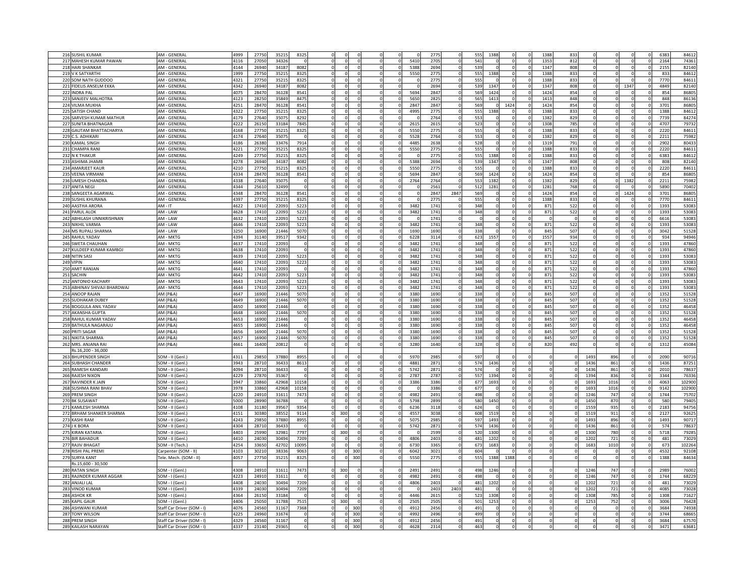| | | | | | | | | | | | | | | | | | | | | | | | | | | |
|---|---|---|---|---|---|---|---|---|---|---|---|---|---|---|---|---|---|---|---|---|---|---|---|---|---|---|
| 216 | SUSHIL KUMAR | AM - GENERAL | 4999 | 27750 | 35215 | 8325 | 0 | 0 | 0 | 0 | 0 | 0 | 2775 | 0 | 555 | 1388 | 0 | 0 | 1388 | 833 | 0 | 0 | 0 | 0 | 6383 | 84612 |
| 217 | MAHESH KUMAR PAWAN | AM - GENERAL | 4116 | 27050 | 34326 | 0 | 0 | 0 | 0 | 0 | 0 | 5410 | 2705 | 0 | 541 | 0 | 0 | 0 | 1353 | 812 | 0 | 0 | 0 | 0 | 2164 | 74361 |
| 218 | HARI SHANKAR | AM - GENERAL | 4144 | 26940 | 34187 | 8082 | 0 | 0 | 0 | 0 | 0 | 5388 | 2694 | 0 | 539 | 0 | 0 | 0 | 1347 | 808 | 0 | 0 | 0 | 0 | 2155 | 82140 |
| 219 | V K SATYARTHI | AM - GENERAL | 1999 | 27750 | 35215 | 8325 | 0 | 0 | 0 | 0 | 0 | 5550 | 2775 | 0 | 555 | 1388 | 0 | 0 | 1388 | 833 | 0 | 0 | 0 | 0 | 833 | 84612 |
| 220 | SOM NATH GUDDOO | AM - GENERAL | 4321 | 27750 | 35215 | 8325 | 0 | 0 | 0 | 0 | 0 | 0 | 2775 | 0 | 555 | 0 | 0 | 0 | 1388 | 833 | 0 | 0 | 0 | 0 | 7770 | 84611 |
| 221 | FIDELIS ANSELM EKKA | AM - GENERAL | 4342 | 26940 | 34187 | 8082 | 0 | 0 | 0 | 0 | 0 | 0 | 2694 | 0 | 539 | 1347 | 0 | 0 | 1347 | 808 | 0 | 0 | 1347 | 0 | 4849 | 82140 |
| 222 | INDRA PAL | AM - GENERAL | 4075 | 28470 | 36128 | 8541 | 0 | 0 | 0 | 0 | 0 | 5694 | 2847 | 0 | 569 | 1424 | 0 | 0 | 1424 | 854 | 0 | 0 | 0 | 0 | 854 | 86805 |
| 223 | SANJEEV MALHOTRA | AM - GENERAL | 4123 | 28250 | 35849 | 8475 | 0 | 0 | 0 | 0 | 0 | 5650 | 2825 | 0 | 565 | 1413 | 0 | 0 | 1413 | 848 | 0 | 0 | 0 | 0 | 848 | 86136 |
| 224 | VILMA MUKHA | AM - GENERAL | 4251 | 28470 | 36128 | 8541 | 0 | 0 | 0 | 0 | 0 | 2847 | 2847 | 0 | 569 | 0 | 1424 | 0 | 1424 | 854 | 0 | 0 | 0 | 0 | 3701 | 86805 |
| 225 | SATISH CHAND | AM - GENERAL | 4322 | 27750 | 35215 | 8325 | 0 | 0 | 0 | 0 | 0 | 4995 | 2775 | 0 | 555 | 1388 | 0 | 0 | 1388 | 833 | 0 | 0 | 0 | 0 | 1388 | 84612 |
| 226 | SARVESH KUMAR MATHUR | AM - GENERAL | 4179 | 27640 | 35075 | 8292 | 0 | 0 | 0 | 0 | 0 | 0 | 2764 | 0 | 553 | 0 | 0 | 0 | 1382 | 829 | 0 | 0 | 0 | 0 | 7739 | 84274 |
| 227 | SUNITA BHATNAGAR | AM - GENERAL | 4222 | 26150 | 33184 | 7845 | 0 | 0 | 0 | 0 | 0 | 2615 | 2615 | 0 | 523 | 0 | 0 | 0 | 1308 | 785 | 0 | 0 | 0 | 0 | 4707 | 79732 |
| 228 | GAUTAM BHATTACHARYA | AM - GENERAL | 4168 | 27750 | 35215 | 8325 | 0 | 0 | 0 | 0 | 0 | 5550 | 2775 | 0 | 555 | 0 | 0 | 0 | 1388 | 833 | 0 | 0 | 0 | 0 | 2220 | 84611 |
| 229 | C.S. ADHIKARI | AM - GENERAL | 4174 | 27640 | 35075 | 0 | 0 | 0 | 0 | 0 | 0 | 5528 | 2764 | 0 | 553 | 0 | 0 | 0 | 1382 | 829 | 0 | 0 | 0 | 0 | 2211 | 75982 |
| 230 | KAMAL SINGH | AM - GENERAL | 4186 | 26380 | 33476 | 7914 | 0 | 0 | 0 | 0 | 0 | 4485 | 2638 | 0 | 528 | 0 | 0 | 0 | 1319 | 791 | 0 | 0 | 0 | 0 | 2902 | 80433 |
| 231 | CHAMPA RANI | AM - GENERAL | 4221 | 27750 | 35215 | 8325 | 0 | 0 | 0 | 0 | 0 | 5550 | 2775 | 0 | 555 | 0 | 0 | 0 | 1388 | 833 | 0 | 0 | 0 | 0 | 2220 | 84611 |
| 232 | N K THAKUR | AM - GENERAL | 4249 | 27750 | 35215 | 8325 | 0 | 0 | 0 | 0 | 0 | 0 | 2775 | 0 | 555 | 1388 | 0 | 0 | 1388 | 833 | 0 | 0 | 0 | 0 | 6383 | 84612 |
| 233 | ASHIMA JHAMB | AM - GENERAL | 4278 | 26940 | 34187 | 8082 | 0 | 0 | 0 | 0 | 0 | 5388 | 2694 | 0 | 539 | 1347 | 0 | 0 | 1347 | 808 | 0 | 0 | 0 | 0 | 808 | 82140 |
| 234 | AMARJEET KAUR | AM - GENERAL | 4210 | 27750 | 35215 | 8325 | 0 | 0 | 0 | 0 | 0 | 5550 | 2775 | 0 | 555 | 0 | 0 | 0 | 1388 | 833 | 0 | 0 | 0 | 0 | 2220 | 84611 |
| 235 | VEENA VIRMANI | AM - GENERAL | 4334 | 28470 | 36128 | 8541 | 0 | 0 | 0 | 0 | 0 | 5694 | 2847 | 0 | 569 | 1424 | 0 | 0 | 1424 | 854 | 0 | 0 | 0 | 0 | 854 | 86805 |
| 236 | UMESH CHANDRA | AM - GENERAL | 4338 | 27640 | 35075 | 0 | 0 | 0 | 0 | 0 | 0 | 2764 | 2764 | 0 | 553 | 1382 | 0 | 0 | 1382 | 829 | 0 | 0 | 1382 | 0 | 2211 | 75982 |
| 237 | ANITA NEGI | AM - GENERAL | 4344 | 25610 | 32499 | 0 | 0 | 0 | 0 | 0 | 0 | 0 | 2561 | 0 | 512 | 1281 | 0 | 0 | 1281 | 768 | 0 | 0 | 0 | 0 | 5890 | 70402 |
| 238 | SANGEETA AGARWAL | AM - GENERAL | 4348 | 28470 | 36128 | 8541 | 0 | 0 | 0 | 0 | 0 | 0 | 2847 | 2847 | 569 | 0 | 0 | 0 | 1424 | 854 | 0 | 0 | 1424 | 0 | 3701 | 86805 |
| 239 | SUSHIL KHURANA | AM - GENERAL | 4397 | 27750 | 35215 | 8325 | 0 | 0 | 0 | 0 | 0 | 0 | 2775 | 0 | 555 | 0 | 0 | 0 | 1388 | 833 | 0 | 0 | 0 | 0 | 7770 | 84611 |
| 240 | AASTHA ARORA | AM - IT | 4622 | 17410 | 22093 | 5223 | 0 | 0 | 0 | 0 | 0 | 3482 | 1741 | 0 | 348 | 0 | 0 | 0 | 871 | 522 | 0 | 0 | 0 | 0 | 1393 | 53083 |
| 241 | PARUL ALOK | AM - LAW | 4628 | 17410 | 22093 | 5223 | 0 | 0 | 0 | 0 | 0 | 3482 | 1741 | 0 | 348 | 0 | 0 | 0 | 871 | 522 | 0 | 0 | 0 | 0 | 1393 | 53083 |
| 242 | ABHILASH UNNIKRISHNAN | AM - LAW | 4632 | 17410 | 22093 | 5223 | 0 | 0 | 0 | 0 | 0 | 0 | 1741 | 0 | 0 | 0 | 0 | 0 | 0 | 0 | 0 | 0 | 0 | 0 | 6616 | 53083 |
| 243 | NIKHIL VARMA | AM - LAW | 4646 | 17410 | 22093 | 5223 | 0 | 0 | 0 | 0 | 0 | 3482 | 1741 | 0 | 348 | 0 | 0 | 0 | 871 | 522 | 0 | 0 | 0 | 0 | 1393 | 53083 |
| 244 | MS RUPALI SHARMA | AM - LAW | 3250 | 16900 | 21446 | 5070 | 0 | 0 | 0 | 0 | 0 | 1690 | 1690 | 0 | 338 | 0 | 0 | 0 | 845 | 507 | 0 | 0 | 0 | 0 | 3042 | 51528 |
| 245 | RAHUL YADAV | AM - MKTG | 4394 | 31140 | 39517 | 9342 | 0 | 0 | 0 | 0 | 0 | 6228 | 3114 | 0 | 623 | 1557 | 0 | 0 | 1557 | 934 | 0 | 0 | 0 | 0 | 934 | 94946 |
| 246 | SWETA CHAUHAN | AM - MKTG | 4637 | 17410 | 22093 | 0 | 0 | 0 | 0 | 0 | 0 | 3482 | 1741 | 0 | 348 | 0 | 0 | 0 | 871 | 522 | 0 | 0 | 0 | 0 | 1393 | 47860 |
| 247 | KULDEEP KUMAR KAMBOJ | AM - MKTG | 4638 | 17410 | 22093 | 0 | 0 | 0 | 0 | 0 | 0 | 3482 | 1741 | 0 | 348 | 0 | 0 | 0 | 871 | 522 | 0 | 0 | 0 | 0 | 1393 | 47860 |
| 248 | NITIN SASI | AM - MKTG | 4639 | 17410 | 22093 | 5223 | 0 | 0 | 0 | 0 | 0 | 3482 | 1741 | 0 | 348 | 0 | 0 | 0 | 871 | 522 | 0 | 0 | 0 | 0 | 1393 | 53083 |
| 249 | VIPIN | AM - MKTG | 4640 | 17410 | 22093 | 5223 | 0 | 0 | 0 | 0 | 0 | 3482 | 1741 | 0 | 348 | 0 | 0 | 0 | 871 | 522 | 0 | 0 | 0 | 0 | 1393 | 53083 |
| 250 | AMIT RANJAN | AM - MKTG | 4641 | 17410 | 22093 | 0 | 0 | 0 | 0 | 0 | 0 | 3482 | 1741 | 0 | 348 | 0 | 0 | 0 | 871 | 522 | 0 | 0 | 0 | 0 | 1393 | 47860 |
| 251 | SACHIN | AM - MKTG | 4642 | 17410 | 22093 | 5223 | 0 | 0 | 0 | 0 | 0 | 3482 | 1741 | 0 | 348 | 0 | 0 | 0 | 871 | 522 | 0 | 0 | 0 | 0 | 1393 | 53083 |
| 252 | ANTONIO KACHARY | AM - MKTG | 4643 | 17410 | 22093 | 5223 | 0 | 0 | 0 | 0 | 0 | 3482 | 1741 | 0 | 348 | 0 | 0 | 0 | 871 | 522 | 0 | 0 | 0 | 0 | 1393 | 53083 |
| 253 | ABHINAV SHIVAJI BHARDWAJ | AM - MKTG | 4644 | 17410 | 22093 | 5223 | 0 | 0 | 0 | 0 | 0 | 3482 | 1741 | 0 | 348 | 0 | 0 | 0 | 871 | 522 | 0 | 0 | 0 | 0 | 1393 | 53083 |
| 254 | ANOOP RAJAN | AM (P&A) | 4647 | 16900 | 21446 | 5070 | 0 | 0 | 0 | 0 | 0 | 3380 | 1690 | 0 | 338 | 0 | 0 | 0 | 845 | 507 | 0 | 0 | 0 | 0 | 1352 | 51528 |
| 255 | SUDHAKAR DUBEY | AM (P&A) | 4649 | 16900 | 21446 | 5070 | 0 | 0 | 0 | 0 | 0 | 3380 | 1690 | 0 | 338 | 0 | 0 | 0 | 845 | 507 | 0 | 0 | 0 | 0 | 1352 | 51528 |
| 256 | BOGGULA ANIL YADAV | AM (P&A) | 4650 | 16900 | 21446 | 0 | 0 | 0 | 0 | 0 | 0 | 3380 | 1690 | 0 | 338 | 0 | 0 | 0 | 845 | 507 | 0 | 0 | 0 | 0 | 1352 | 46458 |
| 257 | AKANSHA GUPTA | AM (P&A) | 4648 | 16900 | 21446 | 5070 | 0 | 0 | 0 | 0 | 0 | 3380 | 1690 | 0 | 338 | 0 | 0 | 0 | 845 | 507 | 0 | 0 | 0 | 0 | 1352 | 51528 |
| 258 | RAHUL KUMAR YADAV | AM (P&A) | 4653 | 16900 | 21446 | 0 | 0 | 0 | 0 | 0 | 0 | 3380 | 1690 | 0 | 338 | 0 | 0 | 0 | 845 | 507 | 0 | 0 | 0 | 0 | 1352 | 46458 |
| 259 | BATHULA NAGARAJU | AM (P&A) | 4655 | 16900 | 21446 | 0 | 0 | 0 | 0 | 0 | 0 | 3380 | 1690 | 0 | 338 | 0 | 0 | 0 | 845 | 507 | 0 | 0 | 0 | 0 | 1352 | 46458 |
| 260 | PRITI SAGAR | AM (P&A) | 4656 | 16900 | 21446 | 5070 | 0 | 0 | 0 | 0 | 0 | 3380 | 1690 | 0 | 338 | 0 | 0 | 0 | 845 | 507 | 0 | 0 | 0 | 0 | 1352 | 51528 |
| 261 | NIKITA SHARMA | AM (P&A) | 4657 | 16900 | 21446 | 5070 | 0 | 0 | 0 | 0 | 0 | 3380 | 1690 | 0 | 338 | 0 | 0 | 0 | 845 | 507 | 0 | 0 | 0 | 0 | 1352 | 51528 |
| 262 | MRS. ANJANA RAI | AM (P&A) | 4661 | 16400 | 20812 | 0 | 0 | 0 | 0 | 0 | 0 | 3280 | 1640 | 0 | 328 | 0 | 0 | 0 | 820 | 492 | 0 | 0 | 0 | 0 | 1312 | 45084 |
| | Rs.16,200 - 36,000 | | | | | | | | | | | | | | | | | | | | | | | | | |
| 263 | BHUPENDER SINGH | SOM - II (Genl.) | 4311 | 29850 | 37880 | 8955 | 0 | 0 | 0 | 0 | 0 | 5970 | 2985 | 0 | 597 | 0 | 0 | 0 | 0 | 0 | 1493 | 896 | 0 | 0 | 2090 | 90716 |
| 264 | SUBHASH CHANDER | SOM - II (Genl.) | 3943 | 28710 | 36433 | 8613 | 0 | 0 | 0 | 0 | 0 | 4881 | 2871 | 0 | 574 | 1436 | 0 | 0 | 0 | 0 | 1436 | 861 | 0 | 0 | 1436 | 87251 |
| 265 | RAMESH KANDARI | SOM - II (Genl.) | 4094 | 28710 | 36433 | 0 | 0 | 0 | 0 | 0 | 0 | 5742 | 2871 | 0 | 574 | 0 | 0 | 0 | 0 | 0 | 1436 | 861 | 0 | 0 | 2010 | 78637 |
| 266 | RAJESH NIXON | SOM - II (Genl.) | 4229 | 27870 | 35367 | 0 | 0 | 0 | 0 | 0 | 0 | 2787 | 2787 | 0 | 557 | 1394 | 0 | 0 | 0 | 0 | 1394 | 836 | 0 | 0 | 3344 | 76336 |
| 267 | RAVINDER K JAIN | SOM - II (Genl.) | 3947 | 33860 | 42968 | 10158 | 0 | 0 | 0 | 0 | 0 | 3386 | 3386 | 0 | 677 | 1693 | 0 | 0 | 0 | 0 | 1693 | 1016 | 0 | 0 | 4063 | 102900 |
| 268 | SUSHMA RANI BHAV | SOM - II (Genl.) | 3978 | 33860 | 42968 | 10158 | 0 | 0 | 0 | 0 | 0 | 0 | 3386 | 0 | 677 | 0 | 0 | 0 | 0 | 0 | 1693 | 1016 | 0 | 0 | 9142 | 102900 |
| 269 | PREM SINGH | SOM - II (Genl.) | 4220 | 24910 | 31611 | 7473 | 0 | 0 | 0 | 0 | 0 | 4982 | 2491 | 0 | 498 | 0 | 0 | 0 | 0 | 0 | 1246 | 747 | 0 | 0 | 1744 | 75702 |
| 270 | BK SUSAWAT | SOM - II (Genl.) | 5000 | 28990 | 36788 | 0 | 0 | 0 | 0 | 0 | 0 | 5798 | 2899 | 0 | 580 | 1450 | 0 | 0 | 0 | 0 | 1450 | 870 | 0 | 0 | 580 | 79405 |
| 271 | KAMLESH SHARMA | SOM - II (Genl.) | 4108 | 31180 | 39567 | 9354 | 0 | 0 | 0 | 0 | 0 | 6236 | 3118 | 0 | 624 | 0 | 0 | 0 | 0 | 0 | 1559 | 935 | 0 | 0 | 2183 | 94756 |
| 272 | BRHAM SHANKER SHARMA | SOM - II (Genl.) | 4151 | 30380 | 38552 | 9114 | 0 | 300 | 0 | 0 | 0 | 4557 | 3038 | 0 | 608 | 1519 | 0 | 0 | 0 | 0 | 1519 | 911 | 0 | 0 | 2127 | 92625 |
| 273 | KASHI RAM | SOM - II (Genl.) | 4243 | 29850 | 37880 | 8955 | 0 | 0 | 0 | 0 | 0 | 5075 | 2985 | 0 | 597 | 1493 | 0 | 0 | 0 | 0 | 1493 | 896 | 0 | 0 | 1493 | 90717 |
| 274 | J K BORA | SOM - II (Genl.) | 4304 | 28710 | 36433 | 0 | 0 | 0 | 0 | 0 | 0 | 5742 | 2871 | 0 | 574 | 1436 | 0 | 0 | 0 | 0 | 1436 | 861 | 0 | 0 | 574 | 78637 |
| 275 | KIRAN KATARIA | SOM - II (Genl.) | 4403 | 25990 | 32981 | 7797 | 0 | 300 | 0 | 0 | 0 | 0 | 2599 | 0 | 520 | 1300 | 0 | 0 | 0 | 0 | 1300 | 780 | 0 | 0 | 5718 | 79285 |
| 276 | BIR BAHADUR | SOM - II (Genl.) | 4410 | 24030 | 30494 | 7209 | 0 | 0 | 0 | 0 | 0 | 4806 | 2403 | 0 | 481 | 1202 | 0 | 0 | 0 | 0 | 1202 | 721 | 0 | 0 | 481 | 73029 |
| 277 | RAJIV BHAGAT | SOM - II (Tech.) | 4254 | 33650 | 42702 | 10095 | 0 | 0 | 0 | 0 | 0 | 6730 | 3365 | 0 | 673 | 1683 | 0 | 0 | 0 | 0 | 1683 | 1010 | 0 | 0 | 673 | 102264 |
| 278 | RISHI PAL PREMI | Carpenter (SOM - II) | 4103 | 30210 | 38336 | 9063 | 0 | 0 | 300 | 0 | 0 | 6042 | 3021 | 0 | 604 | 0 | 0 | 0 | 0 | 0 | 0 | 0 | 0 | 0 | 4532 | 92108 |
| 279 | SURYA KANT | Tele. Mech. (SOM - II) | 4057 | 27750 | 35215 | 8325 | 0 | 0 | 300 | 0 | 0 | 5550 | 2775 | 0 | 555 | 1388 | 1388 | 0 | 0 | 0 | 0 | 0 | 0 | 0 | 1388 | 84634 |
| | Rs.15,600 - 30,500 | | | | | | | | | | | | | | | | | | | | | | | | | |
| 280 | RATAN SINGH | SOM - I (Genl.) | 4308 | 24910 | 31611 | 7473 | 0 | 300 | 0 | 0 | 0 | 2491 | 2491 | 0 | 498 | 1246 | 0 | 0 | 0 | 0 | 1246 | 747 | 0 | 0 | 2989 | 76002 |
| 281 | RAJINDER KUMAR AGGAR | SOM - I (Genl.) | 4223 | 24910 | 31611 | 0 | 0 | 0 | 0 | 0 | 0 | 4982 | 2491 | 0 | 498 | 0 | 0 | 0 | 0 | 0 | 1246 | 747 | 0 | 0 | 1744 | 68229 |
| 282 | ANJALI LAL | SOM - I (Genl.) | 4408 | 24030 | 30494 | 7209 | 0 | 0 | 0 | 0 | 0 | 4806 | 2403 | 0 | 481 | 1202 | 0 | 0 | 0 | 0 | 1202 | 721 | 0 | 0 | 481 | 73029 |
| 283 | VINOD KUMAR | SOM - I (Genl.) | 4339 | 24030 | 30494 | 7209 | 0 | 0 | 0 | 0 | 0 | 0 | 2403 | 2403 | 481 | 0 | 0 | 0 | 0 | 0 | 1202 | 721 | 0 | 0 | 4085 | 73028 |
| 284 | ASHOK KR | SOM - I (Genl.) | 4364 | 26150 | 33184 | 0 | 0 | 0 | 0 | 0 | 0 | 4446 | 2615 | 0 | 523 | 1308 | 0 | 0 | 0 | 0 | 1308 | 785 | 0 | 0 | 1308 | 71627 |
| 285 | KAPIL GAUR | SOM - I (Genl.) | 4406 | 25050 | 31788 | 7515 | 0 | 300 | 0 | 0 | 0 | 2505 | 2505 | 0 | 501 | 1253 | 0 | 0 | 0 | 0 | 1253 | 752 | 0 | 0 | 3006 | 76428 |
| 286 | ASHWANI KUMAR | Staff Car Driver (SOM - I) | 4076 | 24560 | 31167 | 7368 | 0 | 0 | 300 | 0 | 0 | 4912 | 2456 | 0 | 491 | 0 | 0 | 0 | 0 | 0 | 0 | 0 | 0 | 0 | 3684 | 74938 |
| 287 | TONY WILSON | Staff Car Driver (SOM - I) | 4225 | 24960 | 31674 | 0 | 0 | 0 | 300 | 0 | 0 | 4992 | 2496 | 0 | 499 | 0 | 0 | 0 | 0 | 0 | 0 | 0 | 0 | 0 | 3744 | 68665 |
| 288 | PREM SINGH | Staff Car Driver (SOM - I) | 4329 | 24560 | 31167 | 0 | 0 | 0 | 300 | 0 | 0 | 4912 | 2456 | 0 | 491 | 0 | 0 | 0 | 0 | 0 | 0 | 0 | 0 | 0 | 3684 | 67570 |
| 289 | KAILASH NARAYAN | Staff Car Driver (SOM - I) | 4337 | 23140 | 29365 | 0 | 0 | 0 | 300 | 0 | 0 | 4628 | 2314 | 0 | 463 | 0 | 0 | 0 | 0 | 0 | 0 | 0 | 0 | 0 | 3471 | 63681 |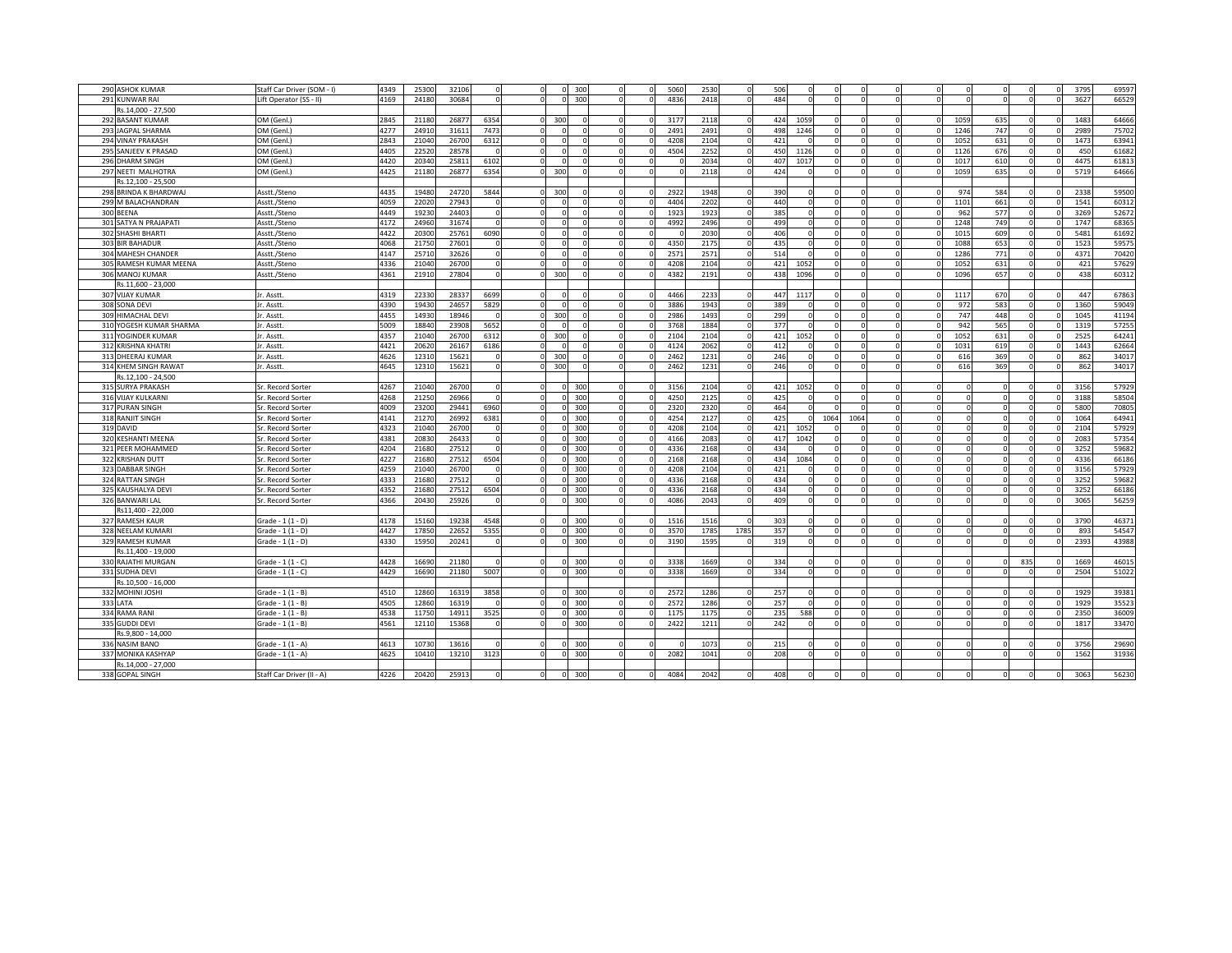| | | | | | | | | | | | | | | | | | | | | | | | | | | |
|---|---|---|---|---|---|---|---|---|---|---|---|---|---|---|---|---|---|---|---|---|---|---|---|---|---|---|
| 290 | ASHOK KUMAR | Staff Car Driver (SOM - I) | 4349 | 25300 | 32106 | 0 | 0 | 0 | 300 | 0 | 0 | 5060 | 2530 | 0 | 506 | 0 | 0 | 0 | 0 | 0 | 0 | 0 | 0 | 0 | 3795 | 69597 |
| 291 | KUNWAR RAI | Lift Operator (SS - II) | 4169 | 24180 | 30684 | 0 | 0 | 0 | 300 | 0 | 0 | 4836 | 2418 | 0 | 484 | 0 | 0 | 0 | 0 | 0 | 0 | 0 | 0 | 0 | 3627 | 66529 |
| | Rs.14,000 - 27,500 | | | | | | | | | | | | | | | | | | | | | | | | | |
| 292 | BASANT KUMAR | OM (Genl.) | 2845 | 21180 | 26877 | 6354 | 0 | 300 | 0 | 0 | 0 | 3177 | 2118 | 0 | 424 | 1059 | 0 | 0 | 0 | 0 | 1059 | 635 | 0 | 0 | 1483 | 64666 |
| 293 | JAGPAL SHARMA | OM (Genl.) | 4277 | 24910 | 31611 | 7473 | 0 | 0 | 0 | 0 | 0 | 2491 | 2491 | 0 | 498 | 1246 | 0 | 0 | 0 | 0 | 1246 | 747 | 0 | 0 | 2989 | 75702 |
| 294 | VINAY PRAKASH | OM (Genl.) | 2843 | 21040 | 26700 | 6312 | 0 | 0 | 0 | 0 | 0 | 4208 | 2104 | 0 | 421 | 0 | 0 | 0 | 0 | 0 | 1052 | 631 | 0 | 0 | 1473 | 63941 |
| 295 | SANJEEV K PRASAD | OM (Genl.) | 4405 | 22520 | 28578 | 0 | 0 | 0 | 0 | 0 | 0 | 4504 | 2252 | 0 | 450 | 1126 | 0 | 0 | 0 | 0 | 1126 | 676 | 0 | 0 | 450 | 61682 |
| 296 | DHARM SINGH | OM (Genl.) | 4420 | 20340 | 25811 | 6102 | 0 | 0 | 0 | 0 | 0 | 0 | 2034 | 0 | 407 | 1017 | 0 | 0 | 0 | 0 | 1017 | 610 | 0 | 0 | 4475 | 61813 |
| 297 | NEETI MALHOTRA | OM (Genl.) | 4425 | 21180 | 26877 | 6354 | 0 | 300 | 0 | 0 | 0 | 0 | 2118 | 0 | 424 | 0 | 0 | 0 | 0 | 0 | 1059 | 635 | 0 | 0 | 5719 | 64666 |
| | Rs.12,100 - 25,500 | | | | | | | | | | | | | | | | | | | | | | | | | |
| 298 | BRINDA K BHARDWAJ | Asstt./Steno | 4435 | 19480 | 24720 | 5844 | 0 | 300 | 0 | 0 | 0 | 2922 | 1948 | 0 | 390 | 0 | 0 | 0 | 0 | 0 | 974 | 584 | 0 | 0 | 2338 | 59500 |
| 299 | M BALACHANDRAN | Asstt./Steno | 4059 | 22020 | 27943 | 0 | 0 | 0 | 0 | 0 | 0 | 4404 | 2202 | 0 | 440 | 0 | 0 | 0 | 0 | 0 | 1101 | 661 | 0 | 0 | 1541 | 60312 |
| 300 | BEENA | Asstt./Steno | 4449 | 19230 | 24403 | 0 | 0 | 0 | 0 | 0 | 0 | 1923 | 1923 | 0 | 385 | 0 | 0 | 0 | 0 | 0 | 962 | 577 | 0 | 0 | 3269 | 52672 |
| 301 | SATYA N PRAJAPATI | Asstt./Steno | 4172 | 24960 | 31674 | 0 | 0 | 0 | 0 | 0 | 0 | 4992 | 2496 | 0 | 499 | 0 | 0 | 0 | 0 | 0 | 1248 | 749 | 0 | 0 | 1747 | 68365 |
| 302 | SHASHI BHARTI | Asstt./Steno | 4422 | 20300 | 25761 | 6090 | 0 | 0 | 0 | 0 | 0 | 0 | 2030 | 0 | 406 | 0 | 0 | 0 | 0 | 0 | 1015 | 609 | 0 | 0 | 5481 | 61692 |
| 303 | BIR BAHADUR | Asstt./Steno | 4068 | 21750 | 27601 | 0 | 0 | 0 | 0 | 0 | 0 | 4350 | 2175 | 0 | 435 | 0 | 0 | 0 | 0 | 0 | 1088 | 653 | 0 | 0 | 1523 | 59575 |
| 304 | MAHESH CHANDER | Asstt./Steno | 4147 | 25710 | 32626 | 0 | 0 | 0 | 0 | 0 | 0 | 2571 | 2571 | 0 | 514 | 0 | 0 | 0 | 0 | 0 | 1286 | 771 | 0 | 0 | 4371 | 70420 |
| 305 | RAMESH KUMAR MEENA | Asstt./Steno | 4336 | 21040 | 26700 | 0 | 0 | 0 | 0 | 0 | 0 | 4208 | 2104 | 0 | 421 | 1052 | 0 | 0 | 0 | 0 | 1052 | 631 | 0 | 0 | 421 | 57629 |
| 306 | MANOJ KUMAR | Asstt./Steno | 4361 | 21910 | 27804 | 0 | 0 | 300 | 0 | 0 | 0 | 4382 | 2191 | 0 | 438 | 1096 | 0 | 0 | 0 | 0 | 1096 | 657 | 0 | 0 | 438 | 60312 |
| | Rs.11,600 - 23,000 | | | | | | | | | | | | | | | | | | | | | | | | | |
| 307 | VIJAY KUMAR | Jr. Asstt. | 4319 | 22330 | 28337 | 6699 | 0 | 0 | 0 | 0 | 0 | 4466 | 2233 | 0 | 447 | 1117 | 0 | 0 | 0 | 0 | 1117 | 670 | 0 | 0 | 447 | 67863 |
| 308 | SONA DEVI | Jr. Asstt. | 4390 | 19430 | 24657 | 5829 | 0 | 0 | 0 | 0 | 0 | 3886 | 1943 | 0 | 389 | 0 | 0 | 0 | 0 | 0 | 972 | 583 | 0 | 0 | 1360 | 59049 |
| 309 | HIMACHAL DEVI | Jr. Asstt. | 4455 | 14930 | 18946 | 0 | 0 | 300 | 0 | 0 | 0 | 2986 | 1493 | 0 | 299 | 0 | 0 | 0 | 0 | 0 | 747 | 448 | 0 | 0 | 1045 | 41194 |
| 310 | YOGESH KUMAR SHARMA | Jr. Asstt. | 5009 | 18840 | 23908 | 5652 | 0 | 0 | 0 | 0 | 0 | 3768 | 1884 | 0 | 377 | 0 | 0 | 0 | 0 | 0 | 942 | 565 | 0 | 0 | 1319 | 57255 |
| 311 | YOGINDER KUMAR | Jr. Asstt. | 4357 | 21040 | 26700 | 6312 | 0 | 300 | 0 | 0 | 0 | 2104 | 2104 | 0 | 421 | 1052 | 0 | 0 | 0 | 0 | 1052 | 631 | 0 | 0 | 2525 | 64241 |
| 312 | KRISHNA KHATRI | Jr. Asstt. | 4421 | 20620 | 26167 | 6186 | 0 | 0 | 0 | 0 | 0 | 4124 | 2062 | 0 | 412 | 0 | 0 | 0 | 0 | 0 | 1031 | 619 | 0 | 0 | 1443 | 62664 |
| 313 | DHEERAJ KUMAR | Jr. Asstt. | 4626 | 12310 | 15621 | 0 | 0 | 300 | 0 | 0 | 0 | 2462 | 1231 | 0 | 246 | 0 | 0 | 0 | 0 | 0 | 616 | 369 | 0 | 0 | 862 | 34017 |
| 314 | KHEM SINGH RAWAT | Jr. Asstt. | 4645 | 12310 | 15621 | 0 | 0 | 300 | 0 | 0 | 0 | 2462 | 1231 | 0 | 246 | 0 | 0 | 0 | 0 | 0 | 616 | 369 | 0 | 0 | 862 | 34017 |
| | Rs.12,100 - 24,500 | | | | | | | | | | | | | | | | | | | | | | | | | |
| 315 | SURYA PRAKASH | Sr. Record Sorter | 4267 | 21040 | 26700 | 0 | 0 | 0 | 300 | 0 | 0 | 3156 | 2104 | 0 | 421 | 1052 | 0 | 0 | 0 | 0 | 0 | 0 | 0 | 0 | 3156 | 57929 |
| 316 | VIJAY KULKARNI | Sr. Record Sorter | 4268 | 21250 | 26966 | 0 | 0 | 0 | 300 | 0 | 0 | 4250 | 2125 | 0 | 425 | 0 | 0 | 0 | 0 | 0 | 0 | 0 | 0 | 0 | 3188 | 58504 |
| 317 | PURAN SINGH | Sr. Record Sorter | 4009 | 23200 | 29441 | 6960 | 0 | 0 | 300 | 0 | 0 | 2320 | 2320 | 0 | 464 | 0 | 0 | 0 | 0 | 0 | 0 | 0 | 0 | 0 | 5800 | 70805 |
| 318 | RANJIT SINGH | Sr. Record Sorter | 4141 | 21270 | 26992 | 6381 | 0 | 0 | 300 | 0 | 0 | 4254 | 2127 | 0 | 425 | 0 | 1064 | 1064 | 0 | 0 | 0 | 0 | 0 | 0 | 1064 | 64941 |
| 319 | DAVID | Sr. Record Sorter | 4323 | 21040 | 26700 | 0 | 0 | 0 | 300 | 0 | 0 | 4208 | 2104 | 0 | 421 | 1052 | 0 | 0 | 0 | 0 | 0 | 0 | 0 | 0 | 2104 | 57929 |
| 320 | KESHANTI MEENA | Sr. Record Sorter | 4381 | 20830 | 26433 | 0 | 0 | 0 | 300 | 0 | 0 | 4166 | 2083 | 0 | 417 | 1042 | 0 | 0 | 0 | 0 | 0 | 0 | 0 | 0 | 2083 | 57354 |
| 321 | PEER MOHAMMED | Sr. Record Sorter | 4204 | 21680 | 27512 | 0 | 0 | 0 | 300 | 0 | 0 | 4336 | 2168 | 0 | 434 | 0 | 0 | 0 | 0 | 0 | 0 | 0 | 0 | 0 | 3252 | 59682 |
| 322 | KRISHAN DUTT | Sr. Record Sorter | 4227 | 21680 | 27512 | 6504 | 0 | 0 | 300 | 0 | 0 | 2168 | 2168 | 0 | 434 | 1084 | 0 | 0 | 0 | 0 | 0 | 0 | 0 | 0 | 4336 | 66186 |
| 323 | DABBAR SINGH | Sr. Record Sorter | 4259 | 21040 | 26700 | 0 | 0 | 0 | 300 | 0 | 0 | 4208 | 2104 | 0 | 421 | 0 | 0 | 0 | 0 | 0 | 0 | 0 | 0 | 0 | 3156 | 57929 |
| 324 | RATTAN SINGH | Sr. Record Sorter | 4333 | 21680 | 27512 | 0 | 0 | 0 | 300 | 0 | 0 | 4336 | 2168 | 0 | 434 | 0 | 0 | 0 | 0 | 0 | 0 | 0 | 0 | 0 | 3252 | 59682 |
| 325 | KAUSHALYA DEVI | Sr. Record Sorter | 4352 | 21680 | 27512 | 6504 | 0 | 0 | 300 | 0 | 0 | 4336 | 2168 | 0 | 434 | 0 | 0 | 0 | 0 | 0 | 0 | 0 | 0 | 0 | 3252 | 66186 |
| 326 | BANWARI LAL | Sr. Record Sorter | 4366 | 20430 | 25926 | 0 | 0 | 0 | 300 | 0 | 0 | 4086 | 2043 | 0 | 409 | 0 | 0 | 0 | 0 | 0 | 0 | 0 | 0 | 0 | 3065 | 56259 |
| | Rs11,400 - 22,000 | | | | | | | | | | | | | | | | | | | | | | | | | |
| 327 | RAMESH KAUR | Grade - 1 (1 - D) | 4178 | 15160 | 19238 | 4548 | 0 | 0 | 300 | 0 | 0 | 1516 | 1516 | 0 | 303 | 0 | 0 | 0 | 0 | 0 | 0 | 0 | 0 | 0 | 3790 | 46371 |
| 328 | NEELAM KUMARI | Grade - 1 (1 - D) | 4427 | 17850 | 22652 | 5355 | 0 | 0 | 300 | 0 | 0 | 3570 | 1785 | 1785 | 357 | 0 | 0 | 0 | 0 | 0 | 0 | 0 | 0 | 0 | 893 | 54547 |
| 329 | RAMESH KUMAR | Grade - 1 (1 - D) | 4330 | 15950 | 20241 | 0 | 0 | 0 | 300 | 0 | 0 | 3190 | 1595 | 0 | 319 | 0 | 0 | 0 | 0 | 0 | 0 | 0 | 0 | 0 | 2393 | 43988 |
| | Rs.11,400 - 19,000 | | | | | | | | | | | | | | | | | | | | | | | | | |
| 330 | RAJATHI MURGAN | Grade - 1 (1 - C) | 4428 | 16690 | 21180 | 0 | 0 | 0 | 300 | 0 | 0 | 3338 | 1669 | 0 | 334 | 0 | 0 | 0 | 0 | 0 | 0 | 0 | 835 | 0 | 1669 | 46015 |
| 331 | SUDHA DEVI | Grade - 1 (1 - C) | 4429 | 16690 | 21180 | 5007 | 0 | 0 | 300 | 0 | 0 | 3338 | 1669 | 0 | 334 | 0 | 0 | 0 | 0 | 0 | 0 | 0 | 0 | 0 | 2504 | 51022 |
| | Rs.10,500 - 16,000 | | | | | | | | | | | | | | | | | | | | | | | | | |
| 332 | MOHINI JOSHI | Grade - 1 (1 - B) | 4510 | 12860 | 16319 | 3858 | 0 | 0 | 300 | 0 | 0 | 2572 | 1286 | 0 | 257 | 0 | 0 | 0 | 0 | 0 | 0 | 0 | 0 | 0 | 1929 | 39381 |
| 333 | LATA | Grade - 1 (1 - B) | 4505 | 12860 | 16319 | 0 | 0 | 0 | 300 | 0 | 0 | 2572 | 1286 | 0 | 257 | 0 | 0 | 0 | 0 | 0 | 0 | 0 | 0 | 0 | 1929 | 35523 |
| 334 | RAMA RANI | Grade - 1 (1 - B) | 4538 | 11750 | 14911 | 3525 | 0 | 0 | 300 | 0 | 0 | 1175 | 1175 | 0 | 235 | 588 | 0 | 0 | 0 | 0 | 0 | 0 | 0 | 0 | 2350 | 36009 |
| 335 | GUDDI DEVI | Grade - 1 (1 - B) | 4561 | 12110 | 15368 | 0 | 0 | 0 | 300 | 0 | 0 | 2422 | 1211 | 0 | 242 | 0 | 0 | 0 | 0 | 0 | 0 | 0 | 0 | 0 | 1817 | 33470 |
| | Rs.9,800 - 14,000 | | | | | | | | | | | | | | | | | | | | | | | | | |
| 336 | NASIM BANO | Grade - 1 (1 - A) | 4613 | 10730 | 13616 | 0 | 0 | 0 | 300 | 0 | 0 | 0 | 1073 | 0 | 215 | 0 | 0 | 0 | 0 | 0 | 0 | 0 | 0 | 0 | 3756 | 29690 |
| 337 | MONIKA KASHYAP | Grade - 1 (1 - A) | 4625 | 10410 | 13210 | 3123 | 0 | 0 | 300 | 0 | 0 | 2082 | 1041 | 0 | 208 | 0 | 0 | 0 | 0 | 0 | 0 | 0 | 0 | 0 | 1562 | 31936 |
| | Rs.14,000 - 27,000 | | | | | | | | | | | | | | | | | | | | | | | | | |
| 338 | GOPAL SINGH | Staff Car Driver (II - A) | 4226 | 20420 | 25913 | 0 | 0 | 0 | 300 | 0 | 0 | 4084 | 2042 | 0 | 408 | 0 | 0 | 0 | 0 | 0 | 0 | 0 | 0 | 0 | 3063 | 56230 |